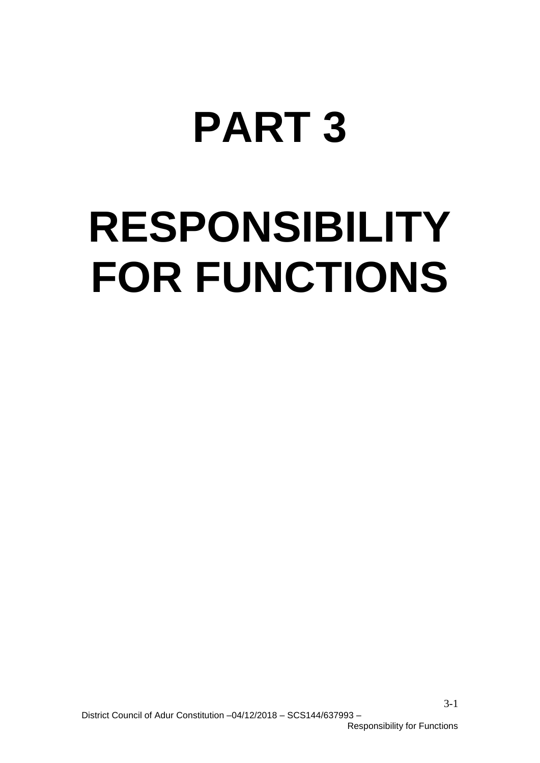# PART 3

# RESPONSIBILITY FOR FUNCTIONS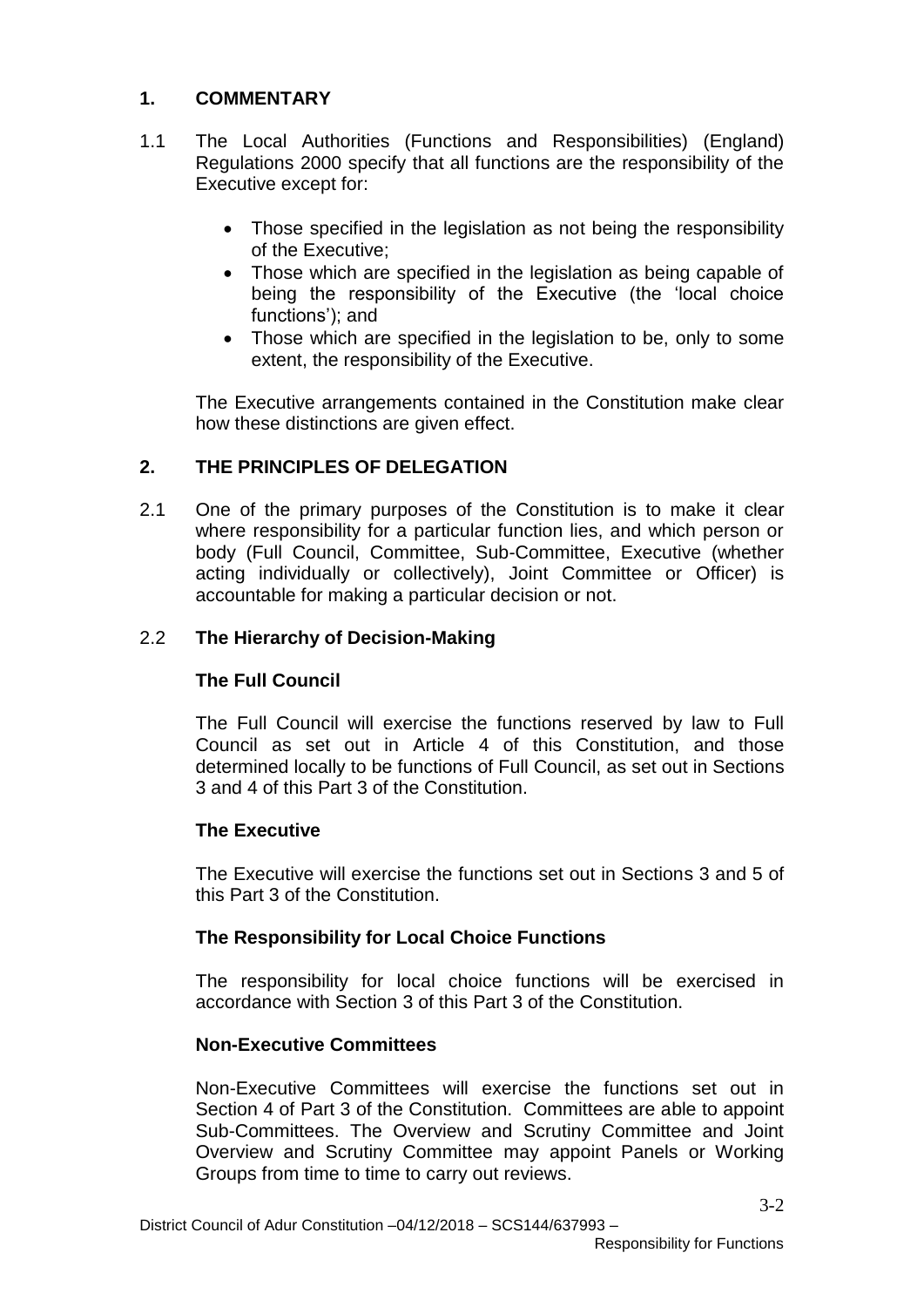## 1. COMMENTARY

1.1 The Local Authorities (Functions and Responsibilities) (England) Regulations 2000 specify that all functions are the responsibility of the Executive except for:

- Those specified in the legislation as not being the responsibility of the Executive;
- Those which are specified in the legislation as being capable of being the responsibility of the Executive (the 'local choice functions'); and
- Those which are specified in the legislation to be, only to some extent, the responsibility of the Executive.

The Executive arrangements contained in the Constitution make clear how these distinctions are given effect.

## 2. THE PRINCIPLES OF DELEGATION

2.1 One of the primary purposes of the Constitution is to make it clear where responsibility for a particular function lies, and which person or body (Full Council, Committee, Sub-Committee, Executive (whether acting individually or collectively), Joint Committee or Officer) is accountable for making a particular decision or not.

### 2.2 The Hierarchy of Decision-Making

**The Full Council**

The Full Council will exercise the functions reserved by law to Full Council as set out in Article 4 of this Constitution, and those determined locally to be functions of Full Council, as set out in Sections 3 and 4 of this Part 3 of the Constitution.

**The Executive**

The Executive will exercise the functions set out in Sections 3 and 5 of this Part 3 of the Constitution.

**The Responsibility for Local Choice Functions**

The responsibility for local choice functions will be exercised in accordance with Section 3 of this Part 3 of the Constitution.

**Non-Executive Committees**

Non-Executive Committees will exercise the functions set out in Section 4 of Part 3 of the Constitution. Committees are able to appoint Sub-Committees. The Overview and Scrutiny Committee and Joint Overview and Scrutiny Committee may appoint Panels or Working Groups from time to time to carry out reviews.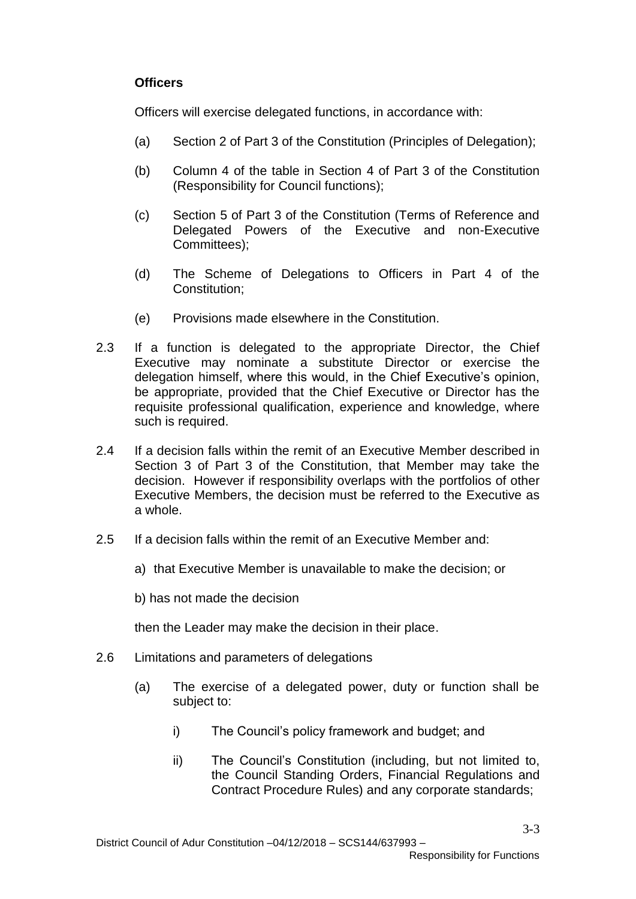**Officers**

Officers will exercise delegated functions, in accordance with:

(a) Section 2 of Part 3 of the Constitution (Principles of Delegation);

(b) Column 4 of the table in Section 4 of Part 3 of the Constitution (Responsibility for Council functions);

(c) Section 5 of Part 3 of the Constitution (Terms of Reference and Delegated Powers of the Executive and non-Executive Committees);

(d) The Scheme of Delegations to Officers in Part 4 of the Constitution;

(e) Provisions made elsewhere in the Constitution.

2.3 If a function is delegated to the appropriate Director, the Chief Executive may nominate a substitute Director or exercise the delegation himself, where this would, in the Chief Executive's opinion, be appropriate, provided that the Chief Executive or Director has the requisite professional qualification, experience and knowledge, where such is required.

2.4 If a decision falls within the remit of an Executive Member described in Section 3 of Part 3 of the Constitution, that Member may take the decision. However if responsibility overlaps with the portfolios of other Executive Members, the decision must be referred to the Executive as a whole.

2.5 If a decision falls within the remit of an Executive Member and:

a) that Executive Member is unavailable to make the decision; or

b) has not made the decision

then the Leader may make the decision in their place.

2.6 Limitations and parameters of delegations

(a) The exercise of a delegated power, duty or function shall be subject to:

i) The Council's policy framework and budget; and

ii) The Council's Constitution (including, but not limited to, the Council Standing Orders, Financial Regulations and Contract Procedure Rules) and any corporate standards;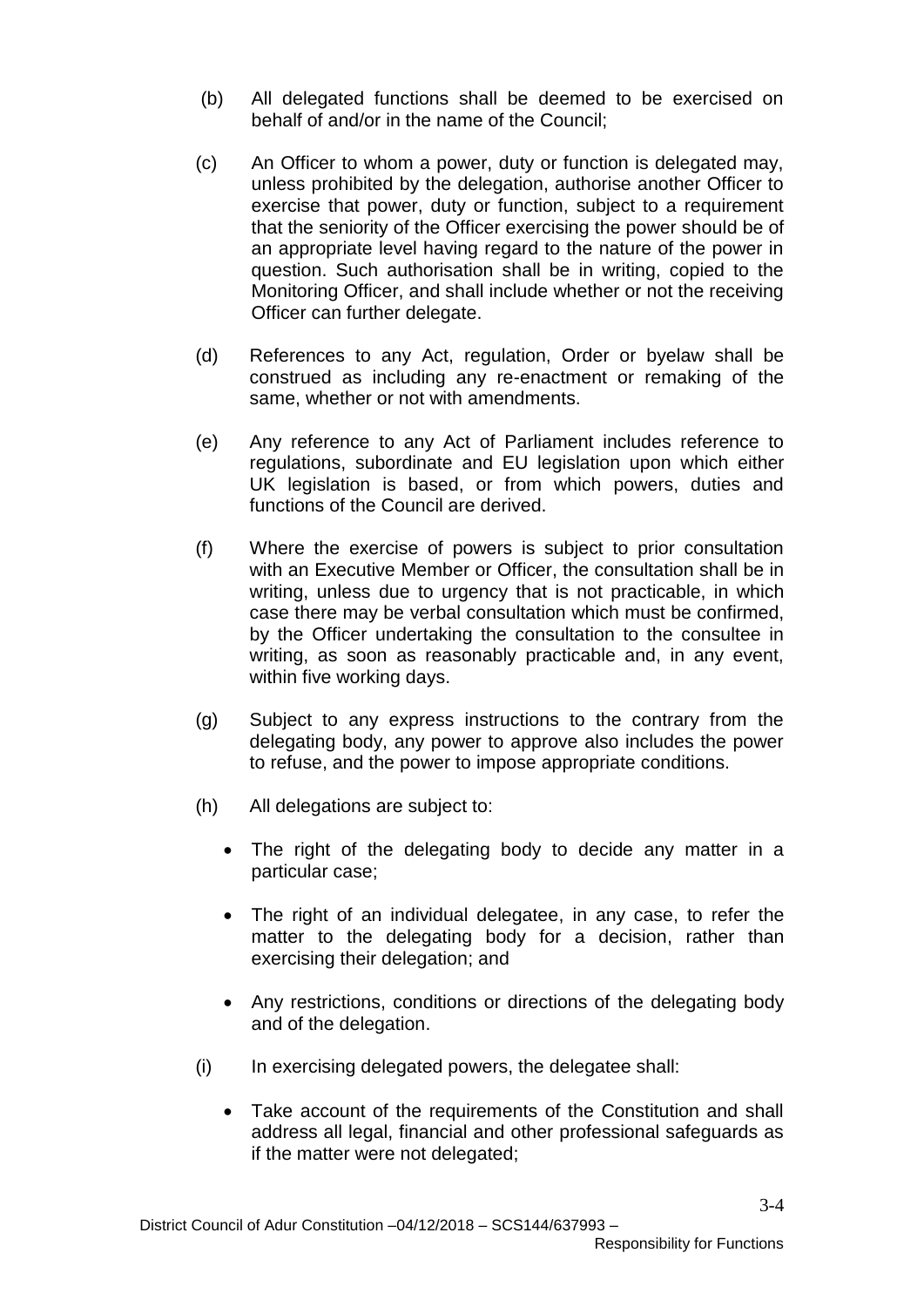(b) All delegated functions shall be deemed to be exercised on behalf of and/or in the name of the Council;

(c) An Officer to whom a power, duty or function is delegated may, unless prohibited by the delegation, authorise another Officer to exercise that power, duty or function, subject to a requirement that the seniority of the Officer exercising the power should be of an appropriate level having regard to the nature of the power in question. Such authorisation shall be in writing, copied to the Monitoring Officer, and shall include whether or not the receiving Officer can further delegate.

(d) References to any Act, regulation, Order or byelaw shall be construed as including any re-enactment or remaking of the same, whether or not with amendments.

(e) Any reference to any Act of Parliament includes reference to regulations, subordinate and EU legislation upon which either UK legislation is based, or from which powers, duties and functions of the Council are derived.

(f) Where the exercise of powers is subject to prior consultation with an Executive Member or Officer, the consultation shall be in writing, unless due to urgency that is not practicable, in which case there may be verbal consultation which must be confirmed, by the Officer undertaking the consultation to the consultee in writing, as soon as reasonably practicable and, in any event, within five working days.

(g) Subject to any express instructions to the contrary from the delegating body, any power to approve also includes the power to refuse, and the power to impose appropriate conditions.

(h) All delegations are subject to:

- The right of the delegating body to decide any matter in a particular case;
- The right of an individual delegatee, in any case, to refer the matter to the delegating body for a decision, rather than exercising their delegation; and
- Any restrictions, conditions or directions of the delegating body and of the delegation.

(i) In exercising delegated powers, the delegatee shall:

- Take account of the requirements of the Constitution and shall address all legal, financial and other professional safeguards as if the matter were not delegated;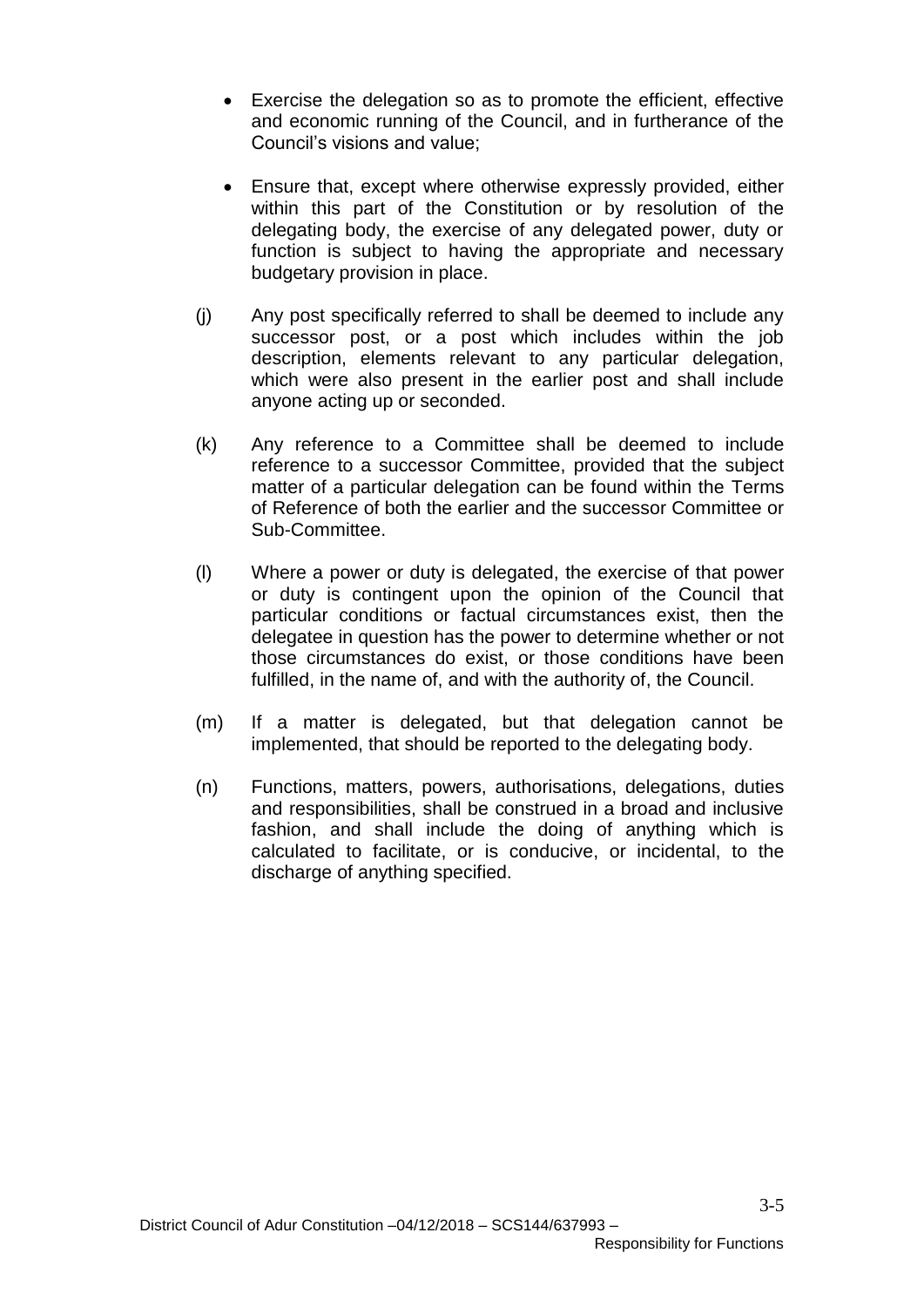- Exercise the delegation so as to promote the efficient, effective and economic running of the Council, and in furtherance of the Council's visions and value;

- Ensure that, except where otherwise expressly provided, either within this part of the Constitution or by resolution of the delegating body, the exercise of any delegated power, duty or function is subject to having the appropriate and necessary budgetary provision in place.

(j) Any post specifically referred to shall be deemed to include any successor post, or a post which includes within the job description, elements relevant to any particular delegation, which were also present in the earlier post and shall include anyone acting up or seconded.

(k) Any reference to a Committee shall be deemed to include reference to a successor Committee, provided that the subject matter of a particular delegation can be found within the Terms of Reference of both the earlier and the successor Committee or Sub-Committee.

(l) Where a power or duty is delegated, the exercise of that power or duty is contingent upon the opinion of the Council that particular conditions or factual circumstances exist, then the delegatee in question has the power to determine whether or not those circumstances do exist, or those conditions have been fulfilled, in the name of, and with the authority of, the Council.

(m) If a matter is delegated, but that delegation cannot be implemented, that should be reported to the delegating body.

(n) Functions, matters, powers, authorisations, delegations, duties and responsibilities, shall be construed in a broad and inclusive fashion, and shall include the doing of anything which is calculated to facilitate, or is conducive, or incidental, to the discharge of anything specified.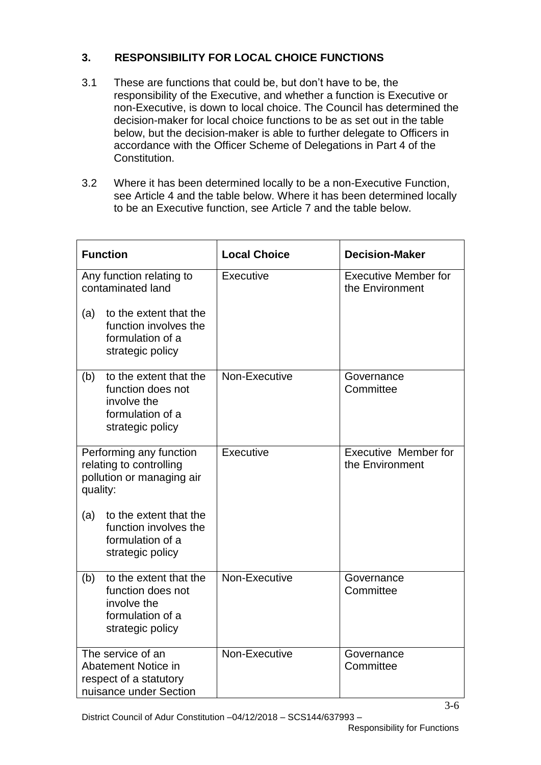## 3. RESPONSIBILITY FOR LOCAL CHOICE FUNCTIONS

3.1 These are functions that could be, but don't have to be, the responsibility of the Executive, and whether a function is Executive or non-Executive, is down to local choice. The Council has determined the decision-maker for local choice functions to be as set out in the table below, but the decision-maker is able to further delegate to Officers in accordance with the Officer Scheme of Delegations in Part 4 of the Constitution.

3.2 Where it has been determined locally to be a non-Executive Function, see Article 4 and the table below. Where it has been determined locally to be an Executive function, see Article 7 and the table below.

| Function | Local Choice | Decision-Maker |
|---|---|---|
| Any function relating to contaminated land<br><br>(a) to the extent that the function involves the formulation of a strategic policy | Executive | Executive Member for the Environment |
| (b) to the extent that the function does not involve the formulation of a strategic policy | Non-Executive | Governance Committee |
| Performing any function relating to controlling pollution or managing air quality:<br><br>(a) to the extent that the function involves the formulation of a strategic policy | Executive | Executive Member for the Environment |
| (b) to the extent that the function does not involve the formulation of a strategic policy | Non-Executive | Governance Committee |
| The service of an Abatement Notice in respect of a statutory nuisance under Section | Non-Executive | Governance Committee |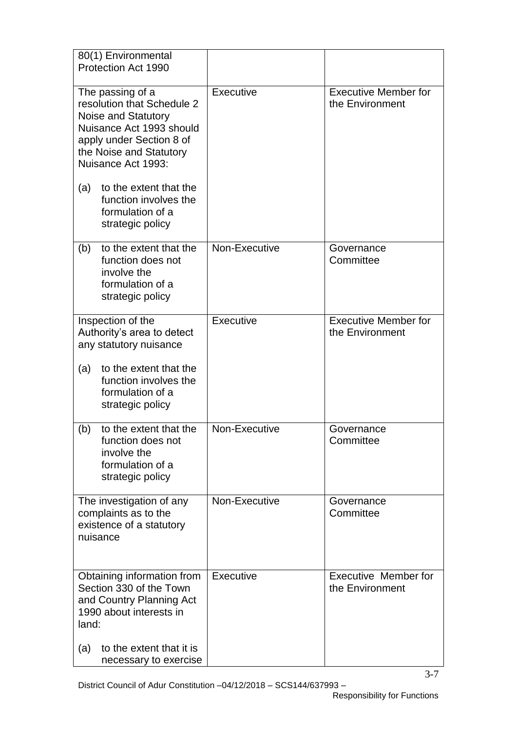| | | |
|---|---|---|
| 80(1) Environmental Protection Act 1990 | | |
| The passing of a resolution that Schedule 2 Noise and Statutory Nuisance Act 1993 should apply under Section 8 of the Noise and Statutory Nuisance Act 1993:<br><br>(a) to the extent that the function involves the formulation of a strategic policy | Executive | Executive Member for the Environment |
| (b) to the extent that the function does not involve the formulation of a strategic policy | Non-Executive | Governance Committee |
| Inspection of the Authority's area to detect any statutory nuisance<br><br>(a) to the extent that the function involves the formulation of a strategic policy | Executive | Executive Member for the Environment |
| (b) to the extent that the function does not involve the formulation of a strategic policy | Non-Executive | Governance Committee |
| The investigation of any complaints as to the existence of a statutory nuisance | Non-Executive | Governance Committee |
| Obtaining information from Section 330 of the Town and Country Planning Act 1990 about interests in land:<br><br>(a) to the extent that it is necessary to exercise | Executive | Executive Member for the Environment |

District Council of Adur Constitution –04/12/2018 – SCS144/637993 – Responsibility for Functions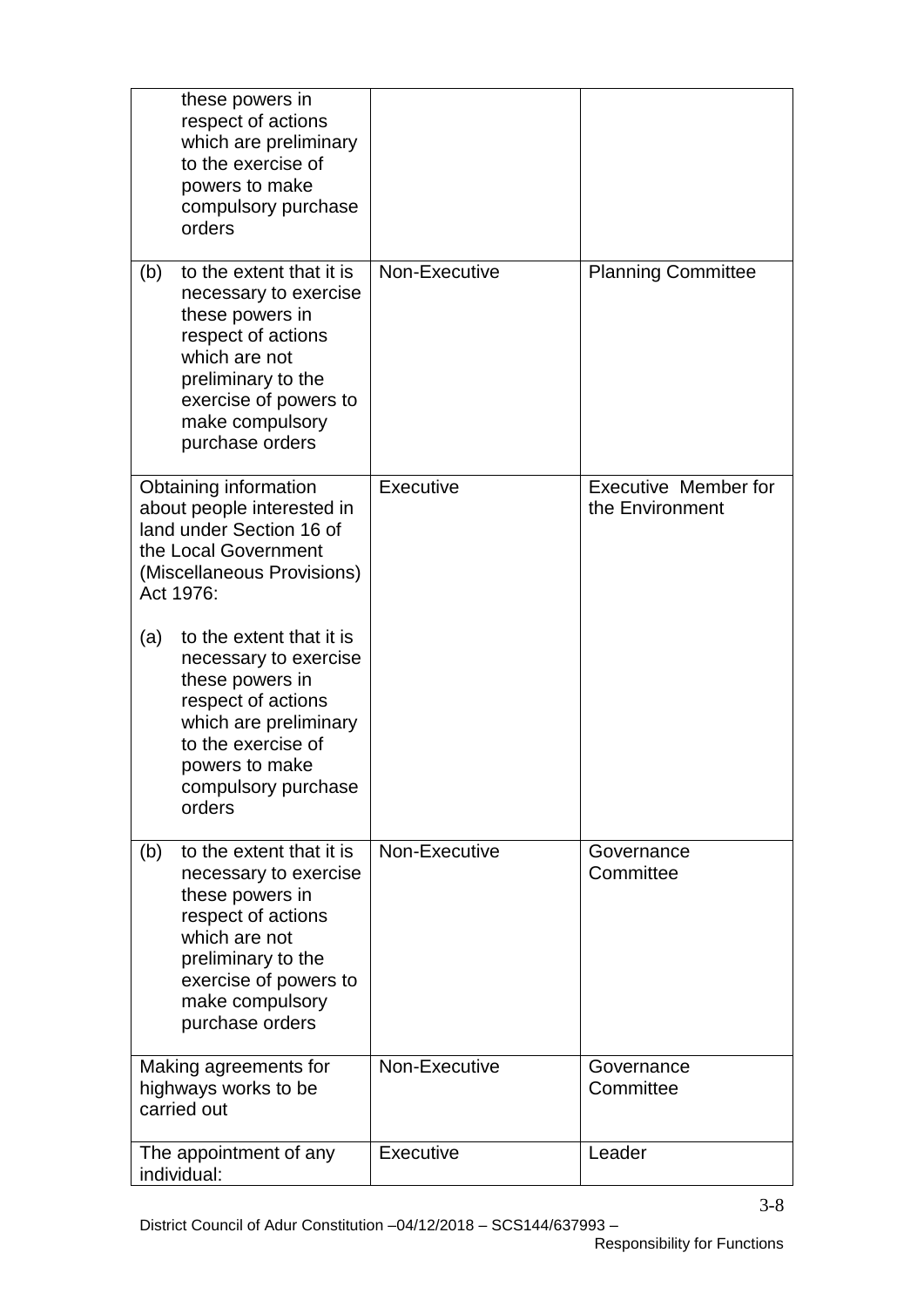| | | |
|---|---|---|
| these powers in respect of actions which are preliminary to the exercise of powers to make compulsory purchase orders | | |
| (b) to the extent that it is necessary to exercise these powers in respect of actions which are not preliminary to the exercise of powers to make compulsory purchase orders | Non-Executive | Planning Committee |
| Obtaining information about people interested in land under Section 16 of the Local Government (Miscellaneous Provisions) Act 1976:<br><br>(a) to the extent that it is necessary to exercise these powers in respect of actions which are preliminary to the exercise of powers to make compulsory purchase orders | Executive | Executive Member for the Environment |
| (b) to the extent that it is necessary to exercise these powers in respect of actions which are not preliminary to the exercise of powers to make compulsory purchase orders | Non-Executive | Governance Committee |
| Making agreements for highways works to be carried out | Non-Executive | Governance Committee |
| The appointment of any individual: | Executive | Leader |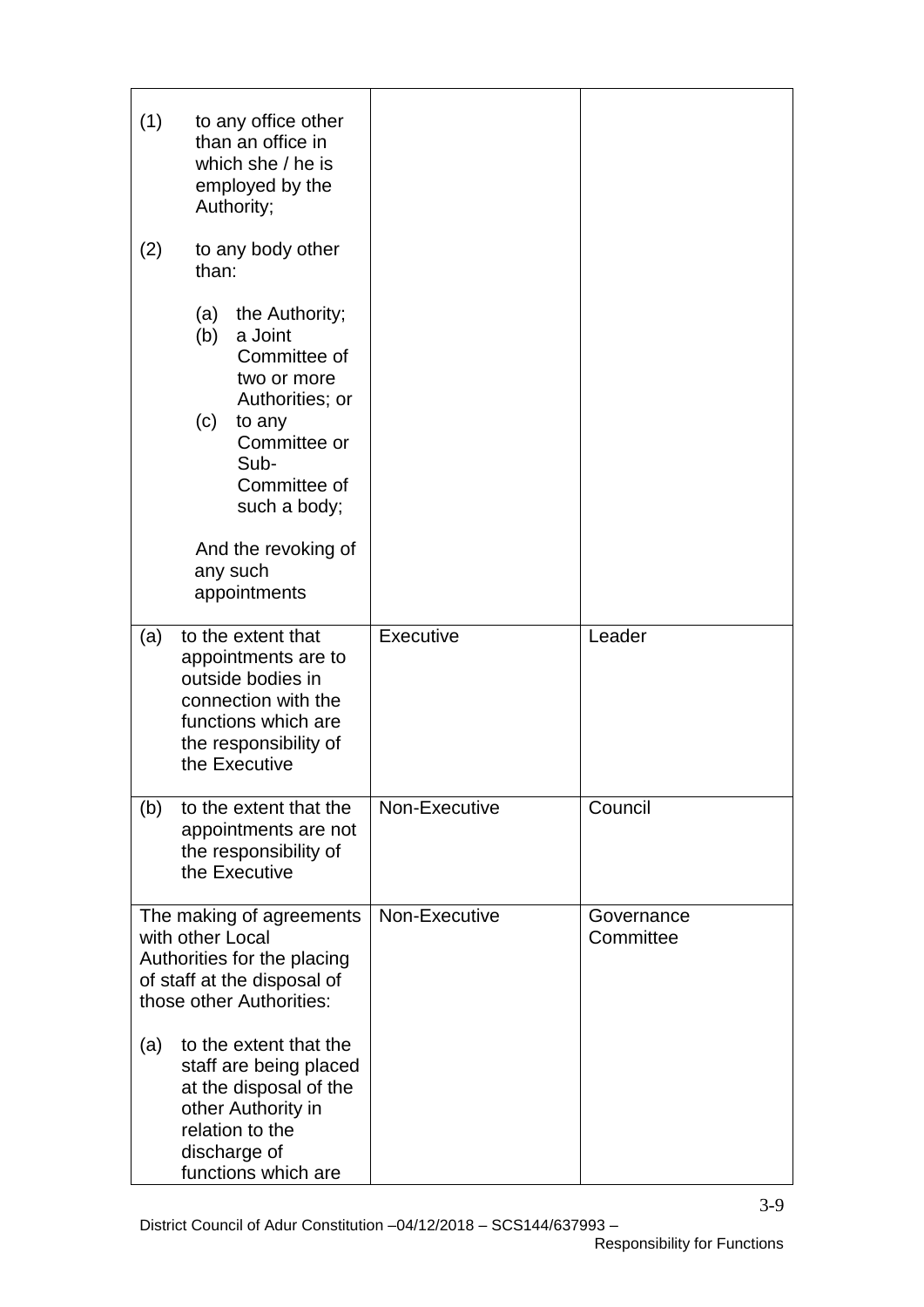| | | |
|---|---|---|
| (1) to any office other than an office in which she / he is employed by the Authority;<br><br>(2) to any body other than:<br><br>(a) the Authority;<br>(b) a Joint Committee of two or more Authorities; or<br>(c) to any Committee or Sub-Committee of such a body;<br><br>And the revoking of any such appointments | | |
| (a) to the extent that appointments are to outside bodies in connection with the functions which are the responsibility of the Executive | Executive | Leader |
| (b) to the extent that the appointments are not the responsibility of the Executive | Non-Executive | Council |
| The making of agreements with other Local Authorities for the placing of staff at the disposal of those other Authorities:<br><br>(a) to the extent that the staff are being placed at the disposal of the other Authority in relation to the discharge of functions which are | Non-Executive | Governance Committee |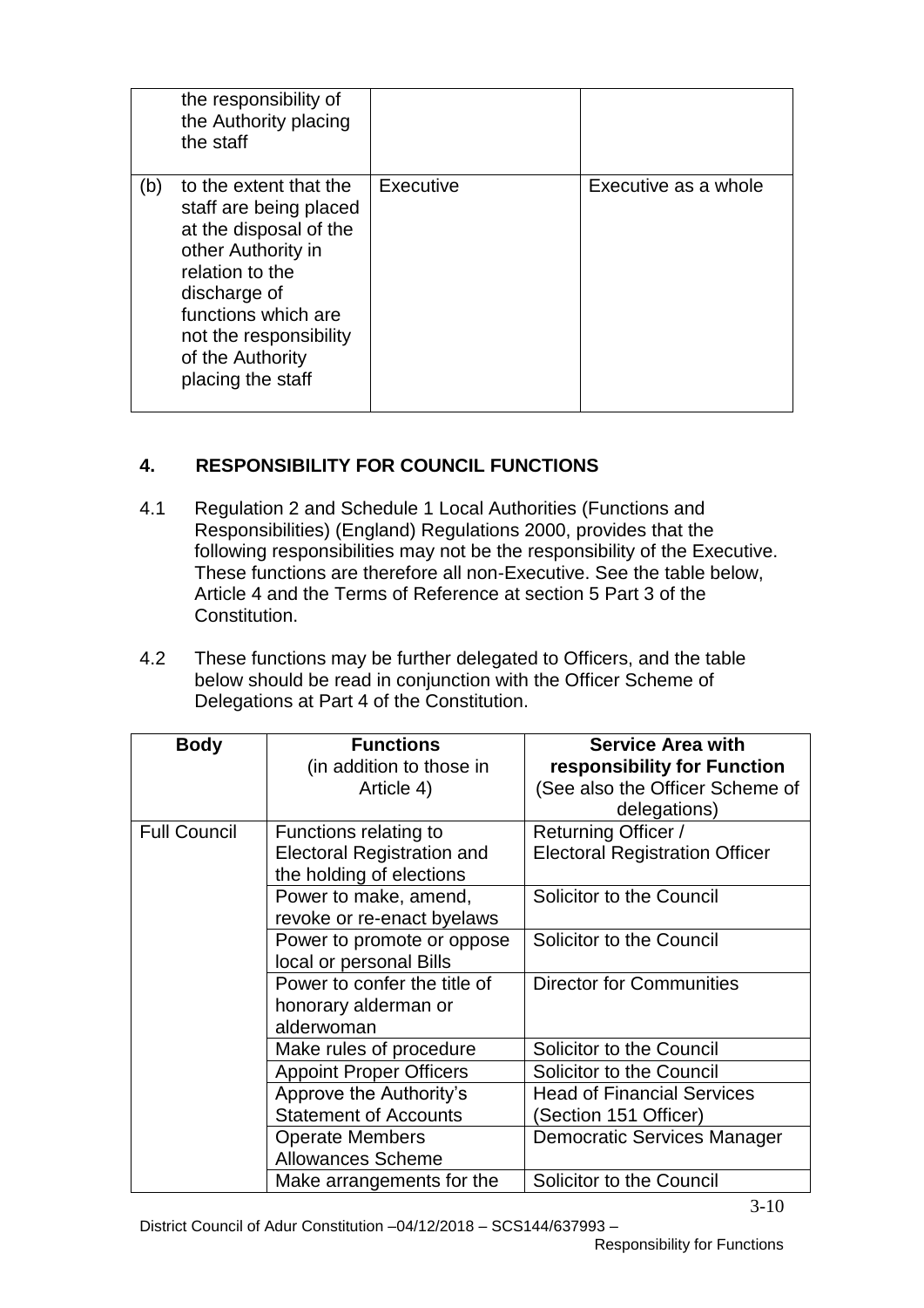| | | | |
|---|---|---|---|
| | the responsibility of the Authority placing the staff | | |
| (b) | to the extent that the staff are being placed at the disposal of the other Authority in relation to the discharge of functions which are not the responsibility of the Authority placing the staff | Executive | Executive as a whole |

## 4. RESPONSIBILITY FOR COUNCIL FUNCTIONS

4.1 Regulation 2 and Schedule 1 Local Authorities (Functions and Responsibilities) (England) Regulations 2000, provides that the following responsibilities may not be the responsibility of the Executive. These functions are therefore all non-Executive. See the table below, Article 4 and the Terms of Reference at section 5 Part 3 of the Constitution.

4.2 These functions may be further delegated to Officers, and the table below should be read in conjunction with the Officer Scheme of Delegations at Part 4 of the Constitution.

| **Body** | **Functions** (in addition to those in Article 4) | **Service Area with responsibility for Function** (See also the Officer Scheme of delegations) |
|---|---|---|
| Full Council | Functions relating to Electoral Registration and the holding of elections | Returning Officer / Electoral Registration Officer |
| | Power to make, amend, revoke or re-enact byelaws | Solicitor to the Council |
| | Power to promote or oppose local or personal Bills | Solicitor to the Council |
| | Power to confer the title of honorary alderman or alderwoman | Director for Communities |
| | Make rules of procedure | Solicitor to the Council |
| | Appoint Proper Officers | Solicitor to the Council |
| | Approve the Authority's Statement of Accounts | Head of Financial Services (Section 151 Officer) |
| | Operate Members Allowances Scheme | Democratic Services Manager |
| | Make arrangements for the | Solicitor to the Council |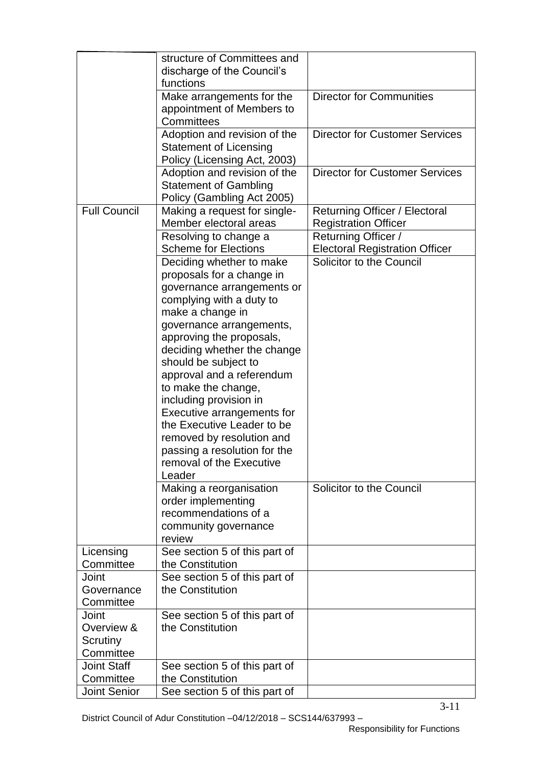| | | |
|---|---|---|
| | structure of Committees and discharge of the Council's functions | |
| | Make arrangements for the appointment of Members to Committees | Director for Communities |
| | Adoption and revision of the Statement of Licensing Policy (Licensing Act, 2003) | Director for Customer Services |
| | Adoption and revision of the Statement of Gambling Policy (Gambling Act 2005) | Director for Customer Services |
| Full Council | Making a request for single-Member electoral areas | Returning Officer / Electoral Registration Officer |
| | Resolving to change a Scheme for Elections | Returning Officer / Electoral Registration Officer |
| | Deciding whether to make proposals for a change in governance arrangements or complying with a duty to make a change in governance arrangements, approving the proposals, deciding whether the change should be subject to approval and a referendum to make the change, including provision in Executive arrangements for the Executive Leader to be removed by resolution and passing a resolution for the removal of the Executive Leader | Solicitor to the Council |
| | Making a reorganisation order implementing recommendations of a community governance review | Solicitor to the Council |
| Licensing Committee | See section 5 of this part of the Constitution | |
| Joint Governance Committee | See section 5 of this part of the Constitution | |
| Joint Overview & Scrutiny Committee | See section 5 of this part of the Constitution | |
| Joint Staff Committee | See section 5 of this part of the Constitution | |
| Joint Senior | See section 5 of this part of | |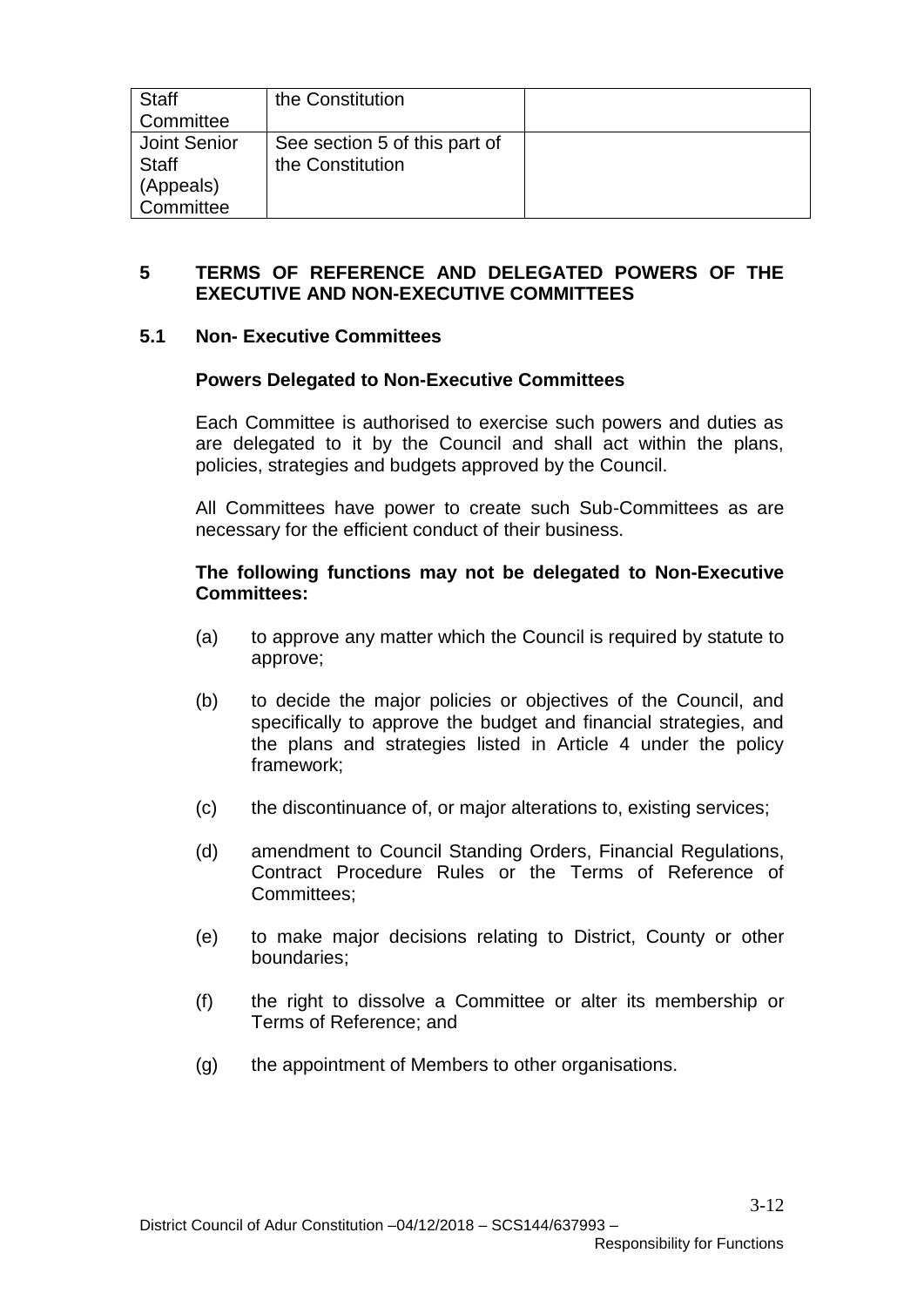| Staff Committee | the Constitution | |
|---|---|---|
| Joint Senior Staff (Appeals) Committee | See section 5 of this part of the Constitution | |

## 5 TERMS OF REFERENCE AND DELEGATED POWERS OF THE EXECUTIVE AND NON-EXECUTIVE COMMITTEES

### 5.1 Non- Executive Committees

**Powers Delegated to Non-Executive Committees**

Each Committee is authorised to exercise such powers and duties as are delegated to it by the Council and shall act within the plans, policies, strategies and budgets approved by the Council.

All Committees have power to create such Sub-Committees as are necessary for the efficient conduct of their business.

**The following functions may not be delegated to Non-Executive Committees:**

(a) to approve any matter which the Council is required by statute to approve;

(b) to decide the major policies or objectives of the Council, and specifically to approve the budget and financial strategies, and the plans and strategies listed in Article 4 under the policy framework;

(c) the discontinuance of, or major alterations to, existing services;

(d) amendment to Council Standing Orders, Financial Regulations, Contract Procedure Rules or the Terms of Reference of Committees;

(e) to make major decisions relating to District, County or other boundaries;

(f) the right to dissolve a Committee or alter its membership or Terms of Reference; and

(g) the appointment of Members to other organisations.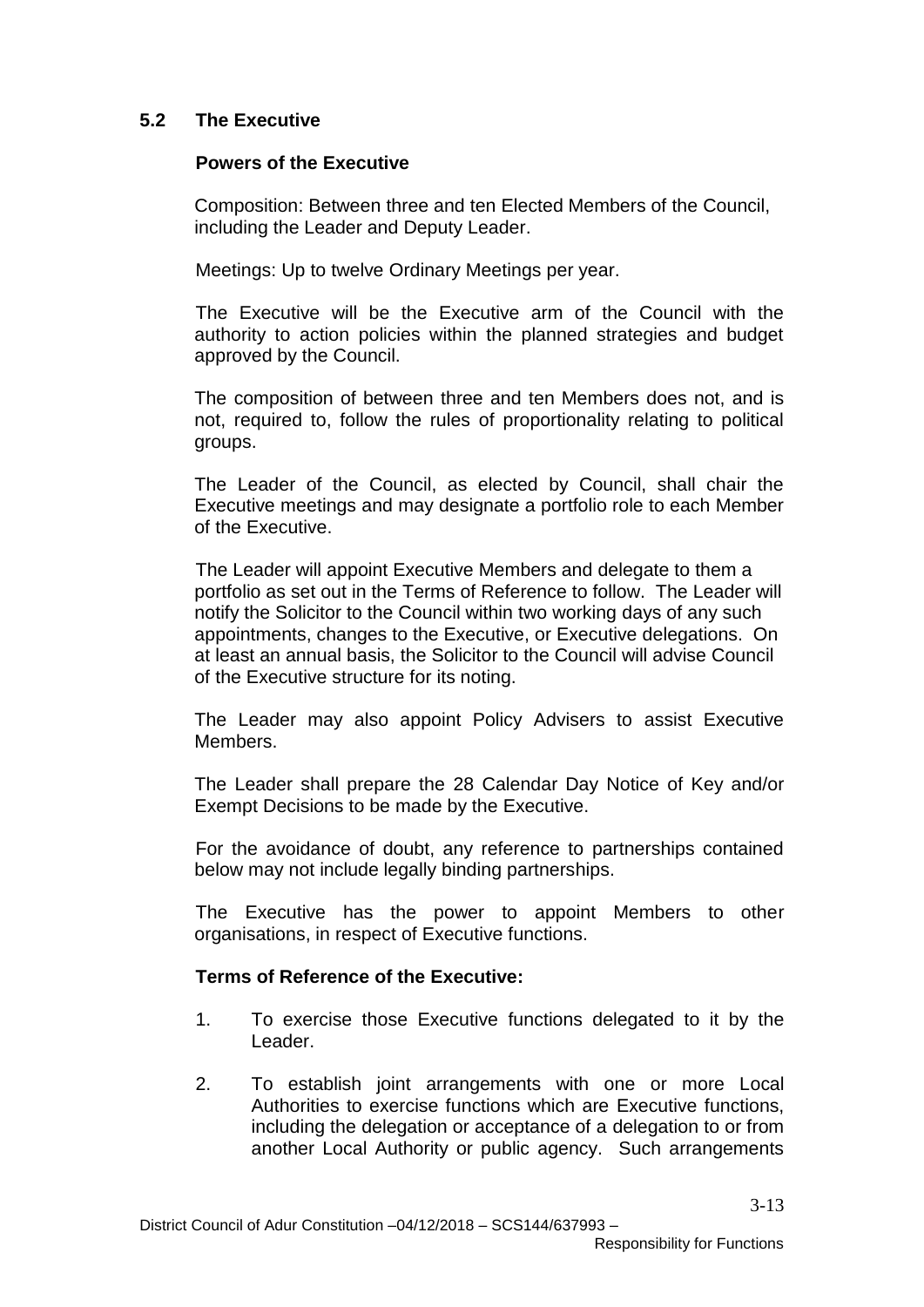## 5.2 The Executive

### Powers of the Executive

Composition: Between three and ten Elected Members of the Council, including the Leader and Deputy Leader.

Meetings: Up to twelve Ordinary Meetings per year.

The Executive will be the Executive arm of the Council with the authority to action policies within the planned strategies and budget approved by the Council.

The composition of between three and ten Members does not, and is not, required to, follow the rules of proportionality relating to political groups.

The Leader of the Council, as elected by Council, shall chair the Executive meetings and may designate a portfolio role to each Member of the Executive.

The Leader will appoint Executive Members and delegate to them a portfolio as set out in the Terms of Reference to follow. The Leader will notify the Solicitor to the Council within two working days of any such appointments, changes to the Executive, or Executive delegations. On at least an annual basis, the Solicitor to the Council will advise Council of the Executive structure for its noting.

The Leader may also appoint Policy Advisers to assist Executive Members.

The Leader shall prepare the 28 Calendar Day Notice of Key and/or Exempt Decisions to be made by the Executive.

For the avoidance of doubt, any reference to partnerships contained below may not include legally binding partnerships.

The Executive has the power to appoint Members to other organisations, in respect of Executive functions.

### Terms of Reference of the Executive:

1. To exercise those Executive functions delegated to it by the Leader.

2. To establish joint arrangements with one or more Local Authorities to exercise functions which are Executive functions, including the delegation or acceptance of a delegation to or from another Local Authority or public agency. Such arrangements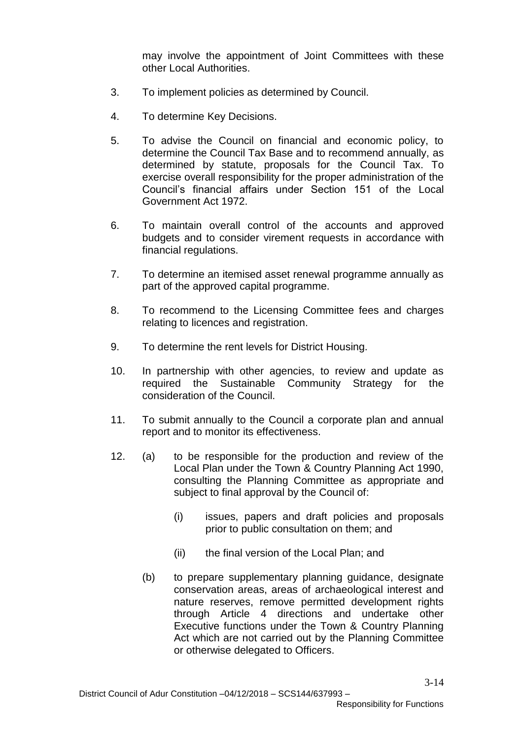may involve the appointment of Joint Committees with these other Local Authorities.

3. To implement policies as determined by Council.

4. To determine Key Decisions.

5. To advise the Council on financial and economic policy, to determine the Council Tax Base and to recommend annually, as determined by statute, proposals for the Council Tax. To exercise overall responsibility for the proper administration of the Council's financial affairs under Section 151 of the Local Government Act 1972.

6. To maintain overall control of the accounts and approved budgets and to consider virement requests in accordance with financial regulations.

7. To determine an itemised asset renewal programme annually as part of the approved capital programme.

8. To recommend to the Licensing Committee fees and charges relating to licences and registration.

9. To determine the rent levels for District Housing.

10. In partnership with other agencies, to review and update as required the Sustainable Community Strategy for the consideration of the Council.

11. To submit annually to the Council a corporate plan and annual report and to monitor its effectiveness.

12. (a) to be responsible for the production and review of the Local Plan under the Town & Country Planning Act 1990, consulting the Planning Committee as appropriate and subject to final approval by the Council of:

    (i) issues, papers and draft policies and proposals prior to public consultation on them; and

    (ii) the final version of the Local Plan; and

    (b) to prepare supplementary planning guidance, designate conservation areas, areas of archaeological interest and nature reserves, remove permitted development rights through Article 4 directions and undertake other Executive functions under the Town & Country Planning Act which are not carried out by the Planning Committee or otherwise delegated to Officers.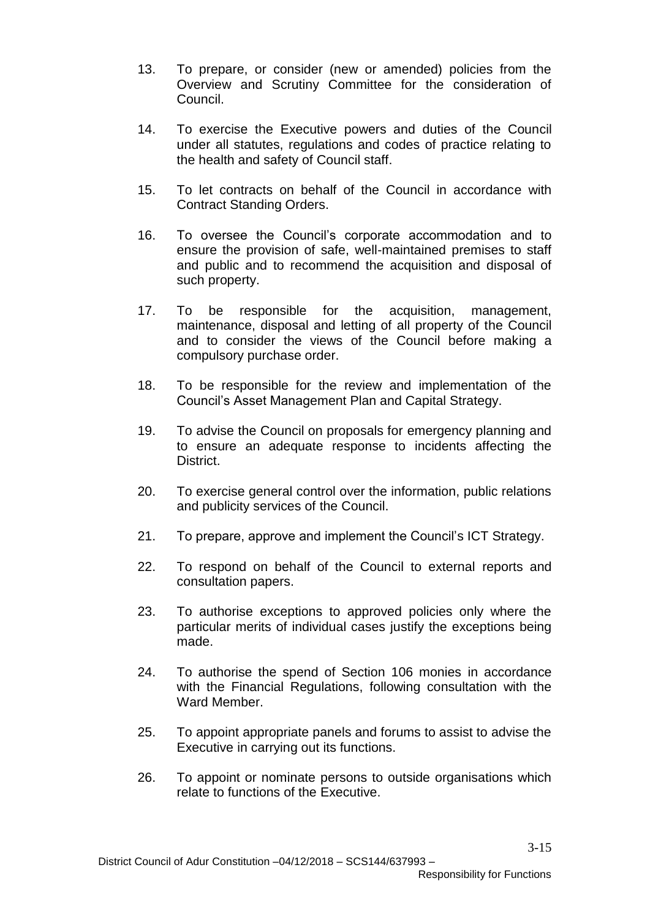13. To prepare, or consider (new or amended) policies from the Overview and Scrutiny Committee for the consideration of Council.

14. To exercise the Executive powers and duties of the Council under all statutes, regulations and codes of practice relating to the health and safety of Council staff.

15. To let contracts on behalf of the Council in accordance with Contract Standing Orders.

16. To oversee the Council's corporate accommodation and to ensure the provision of safe, well-maintained premises to staff and public and to recommend the acquisition and disposal of such property.

17. To be responsible for the acquisition, management, maintenance, disposal and letting of all property of the Council and to consider the views of the Council before making a compulsory purchase order.

18. To be responsible for the review and implementation of the Council's Asset Management Plan and Capital Strategy.

19. To advise the Council on proposals for emergency planning and to ensure an adequate response to incidents affecting the District.

20. To exercise general control over the information, public relations and publicity services of the Council.

21. To prepare, approve and implement the Council's ICT Strategy.

22. To respond on behalf of the Council to external reports and consultation papers.

23. To authorise exceptions to approved policies only where the particular merits of individual cases justify the exceptions being made.

24. To authorise the spend of Section 106 monies in accordance with the Financial Regulations, following consultation with the Ward Member.

25. To appoint appropriate panels and forums to assist to advise the Executive in carrying out its functions.

26. To appoint or nominate persons to outside organisations which relate to functions of the Executive.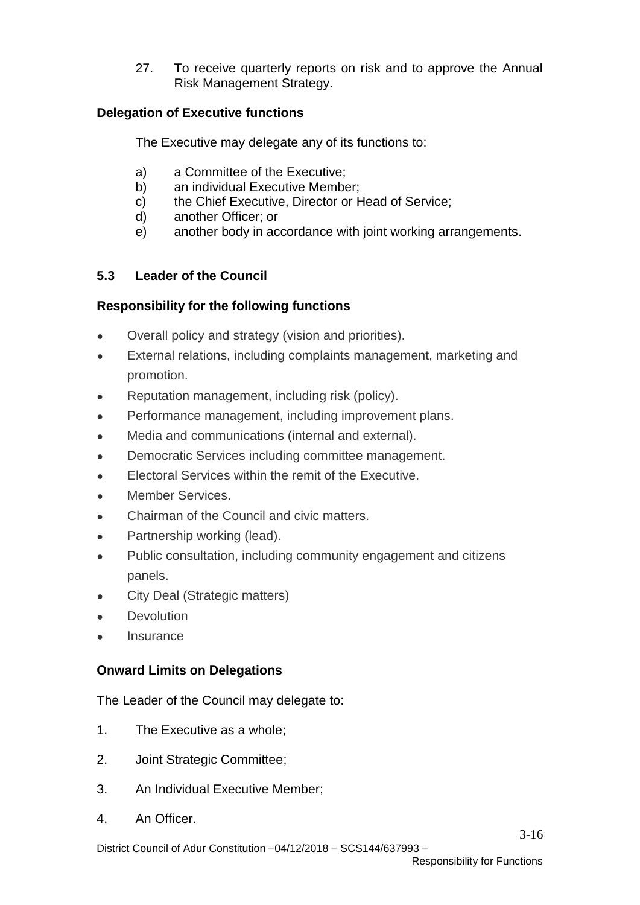27. To receive quarterly reports on risk and to approve the Annual Risk Management Strategy.

**Delegation of Executive functions**

The Executive may delegate any of its functions to:

a) a Committee of the Executive;
b) an individual Executive Member;
c) the Chief Executive, Director or Head of Service;
d) another Officer; or
e) another body in accordance with joint working arrangements.

### 5.3 Leader of the Council

**Responsibility for the following functions**

- Overall policy and strategy (vision and priorities).
- External relations, including complaints management, marketing and promotion.
- Reputation management, including risk (policy).
- Performance management, including improvement plans.
- Media and communications (internal and external).
- Democratic Services including committee management.
- Electoral Services within the remit of the Executive.
- Member Services.
- Chairman of the Council and civic matters.
- Partnership working (lead).
- Public consultation, including community engagement and citizens panels.
- City Deal (Strategic matters)
- Devolution
- Insurance

**Onward Limits on Delegations**

The Leader of the Council may delegate to:

1. The Executive as a whole;
2. Joint Strategic Committee;
3. An Individual Executive Member;
4. An Officer.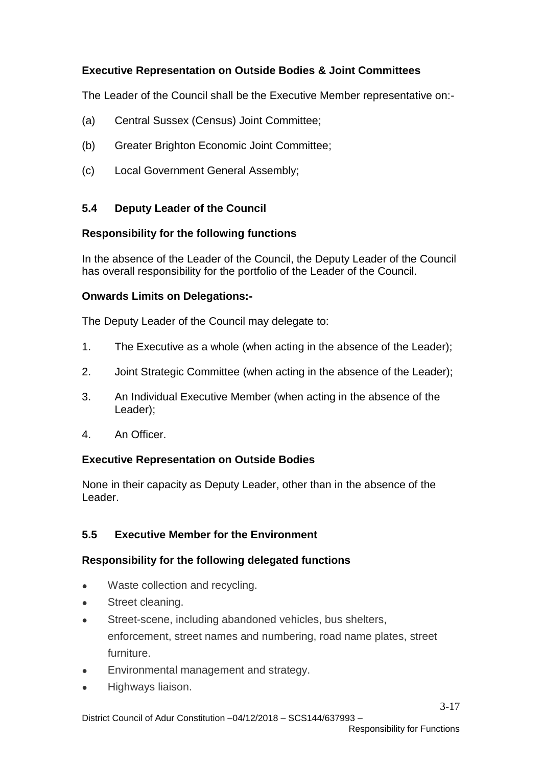**Executive Representation on Outside Bodies & Joint Committees**

The Leader of the Council shall be the Executive Member representative on:-

(a) Central Sussex (Census) Joint Committee;

(b) Greater Brighton Economic Joint Committee;

(c) Local Government General Assembly;

### 5.4 Deputy Leader of the Council

**Responsibility for the following functions**

In the absence of the Leader of the Council, the Deputy Leader of the Council has overall responsibility for the portfolio of the Leader of the Council.

**Onwards Limits on Delegations:-**

The Deputy Leader of the Council may delegate to:

1. The Executive as a whole (when acting in the absence of the Leader);
2. Joint Strategic Committee (when acting in the absence of the Leader);
3. An Individual Executive Member (when acting in the absence of the Leader);
4. An Officer.

**Executive Representation on Outside Bodies**

None in their capacity as Deputy Leader, other than in the absence of the Leader.

### 5.5 Executive Member for the Environment

**Responsibility for the following delegated functions**

- Waste collection and recycling.
- Street cleaning.
- Street-scene, including abandoned vehicles, bus shelters, enforcement, street names and numbering, road name plates, street furniture.
- Environmental management and strategy.
- Highways liaison.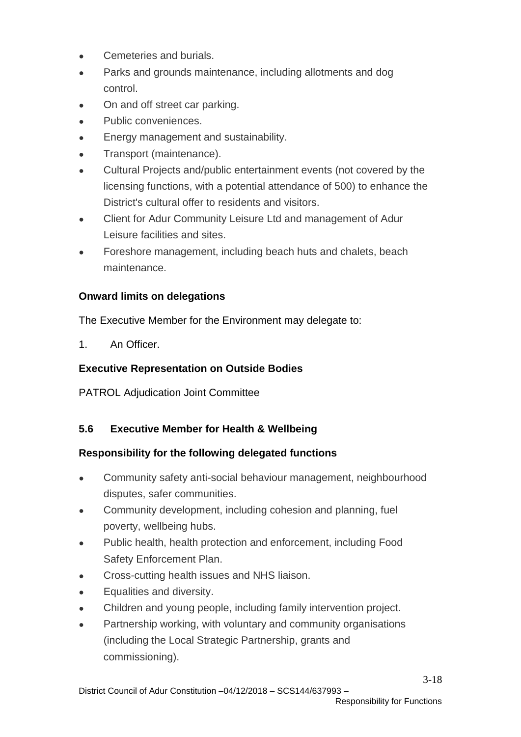- Cemeteries and burials.
- Parks and grounds maintenance, including allotments and dog control.
- On and off street car parking.
- Public conveniences.
- Energy management and sustainability.
- Transport (maintenance).
- Cultural Projects and/public entertainment events (not covered by the licensing functions, with a potential attendance of 500) to enhance the District's cultural offer to residents and visitors.
- Client for Adur Community Leisure Ltd and management of Adur Leisure facilities and sites.
- Foreshore management, including beach huts and chalets, beach maintenance.

**Onward limits on delegations**

The Executive Member for the Environment may delegate to:

1. An Officer.

**Executive Representation on Outside Bodies**

PATROL Adjudication Joint Committee

### 5.6 Executive Member for Health & Wellbeing

**Responsibility for the following delegated functions**

- Community safety anti-social behaviour management, neighbourhood disputes, safer communities.
- Community development, including cohesion and planning, fuel poverty, wellbeing hubs.
- Public health, health protection and enforcement, including Food Safety Enforcement Plan.
- Cross-cutting health issues and NHS liaison.
- Equalities and diversity.
- Children and young people, including family intervention project.
- Partnership working, with voluntary and community organisations (including the Local Strategic Partnership, grants and commissioning).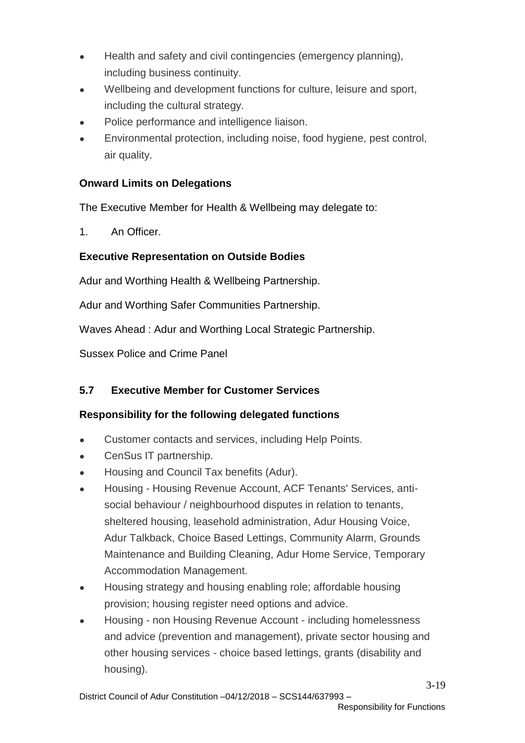- Health and safety and civil contingencies (emergency planning), including business continuity.
- Wellbeing and development functions for culture, leisure and sport, including the cultural strategy.
- Police performance and intelligence liaison.
- Environmental protection, including noise, food hygiene, pest control, air quality.

**Onward Limits on Delegations**

The Executive Member for Health & Wellbeing may delegate to:

1. An Officer.

**Executive Representation on Outside Bodies**

Adur and Worthing Health & Wellbeing Partnership.

Adur and Worthing Safer Communities Partnership.

Waves Ahead : Adur and Worthing Local Strategic Partnership.

Sussex Police and Crime Panel

### 5.7 Executive Member for Customer Services

**Responsibility for the following delegated functions**

- Customer contacts and services, including Help Points.
- CenSus IT partnership.
- Housing and Council Tax benefits (Adur).
- Housing - Housing Revenue Account, ACF Tenants' Services, anti-social behaviour / neighbourhood disputes in relation to tenants, sheltered housing, leasehold administration, Adur Housing Voice, Adur Talkback, Choice Based Lettings, Community Alarm, Grounds Maintenance and Building Cleaning, Adur Home Service, Temporary Accommodation Management.
- Housing strategy and housing enabling role; affordable housing provision; housing register need options and advice.
- Housing - non Housing Revenue Account - including homelessness and advice (prevention and management), private sector housing and other housing services - choice based lettings, grants (disability and housing).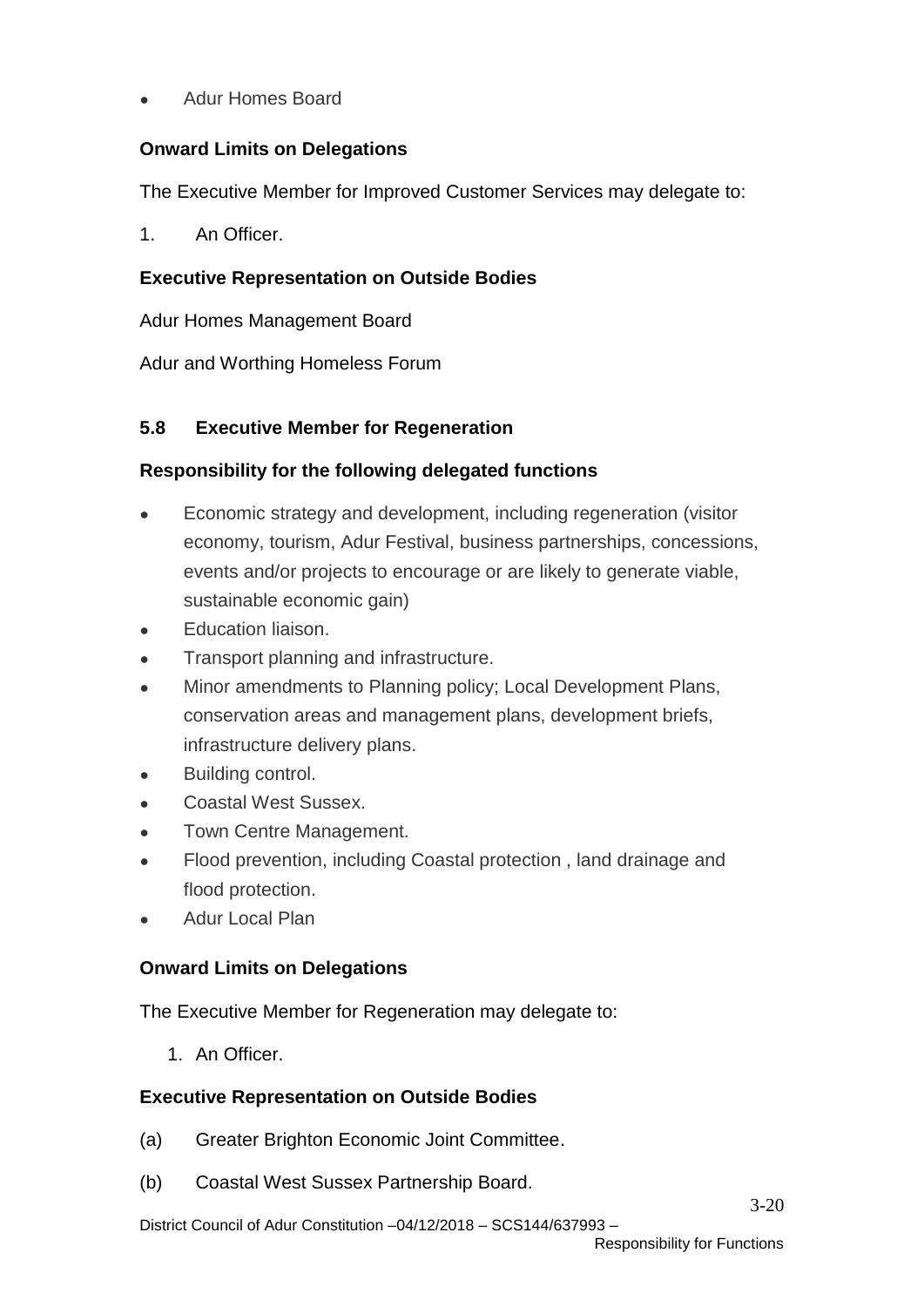- Adur Homes Board

**Onward Limits on Delegations**

The Executive Member for Improved Customer Services may delegate to:

1. An Officer.

**Executive Representation on Outside Bodies**

Adur Homes Management Board

Adur and Worthing Homeless Forum

### 5.8 Executive Member for Regeneration

**Responsibility for the following delegated functions**

- Economic strategy and development, including regeneration (visitor economy, tourism, Adur Festival, business partnerships, concessions, events and/or projects to encourage or are likely to generate viable, sustainable economic gain)
- Education liaison.
- Transport planning and infrastructure.
- Minor amendments to Planning policy; Local Development Plans, conservation areas and management plans, development briefs, infrastructure delivery plans.
- Building control.
- Coastal West Sussex.
- Town Centre Management.
- Flood prevention, including Coastal protection , land drainage and flood protection.
- Adur Local Plan

**Onward Limits on Delegations**

The Executive Member for Regeneration may delegate to:

1. An Officer.

**Executive Representation on Outside Bodies**

(a) Greater Brighton Economic Joint Committee.

(b) Coastal West Sussex Partnership Board.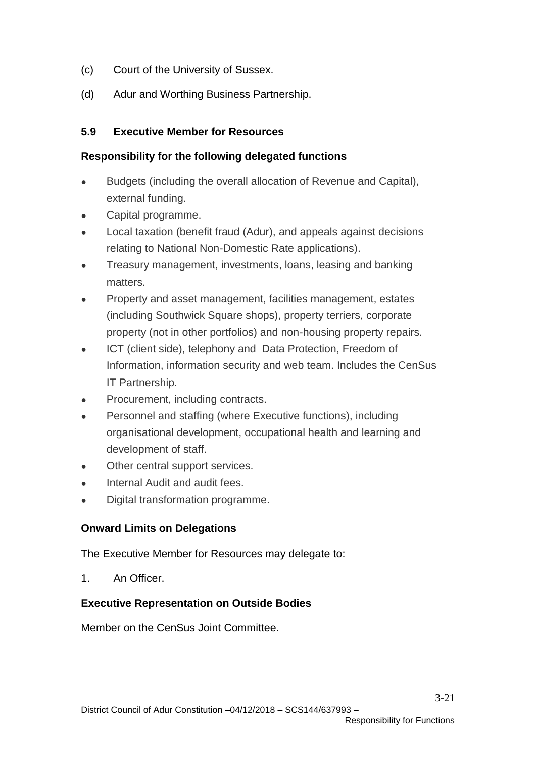(c) Court of the University of Sussex.

(d) Adur and Worthing Business Partnership.

### 5.9 Executive Member for Resources

**Responsibility for the following delegated functions**

- Budgets (including the overall allocation of Revenue and Capital), external funding.
- Capital programme.
- Local taxation (benefit fraud (Adur), and appeals against decisions relating to National Non-Domestic Rate applications).
- Treasury management, investments, loans, leasing and banking matters.
- Property and asset management, facilities management, estates (including Southwick Square shops), property terriers, corporate property (not in other portfolios) and non-housing property repairs.
- ICT (client side), telephony and Data Protection, Freedom of Information, information security and web team. Includes the CenSus IT Partnership.
- Procurement, including contracts.
- Personnel and staffing (where Executive functions), including organisational development, occupational health and learning and development of staff.
- Other central support services.
- Internal Audit and audit fees.
- Digital transformation programme.

**Onward Limits on Delegations**

The Executive Member for Resources may delegate to:

1. An Officer.

**Executive Representation on Outside Bodies**

Member on the CenSus Joint Committee.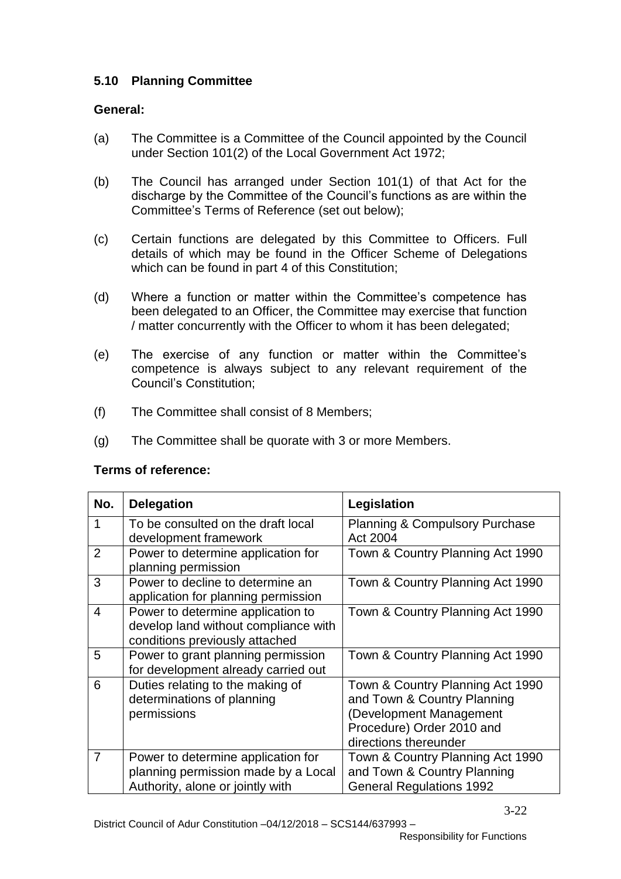### 5.10 Planning Committee

**General:**

(a) The Committee is a Committee of the Council appointed by the Council under Section 101(2) of the Local Government Act 1972;

(b) The Council has arranged under Section 101(1) of that Act for the discharge by the Committee of the Council's functions as are within the Committee's Terms of Reference (set out below);

(c) Certain functions are delegated by this Committee to Officers. Full details of which may be found in the Officer Scheme of Delegations which can be found in part 4 of this Constitution;

(d) Where a function or matter within the Committee's competence has been delegated to an Officer, the Committee may exercise that function / matter concurrently with the Officer to whom it has been delegated;

(e) The exercise of any function or matter within the Committee's competence is always subject to any relevant requirement of the Council's Constitution;

(f) The Committee shall consist of 8 Members;

(g) The Committee shall be quorate with 3 or more Members.

**Terms of reference:**

| No. | Delegation | Legislation |
|---|---|---|
| 1 | To be consulted on the draft local development framework | Planning & Compulsory Purchase Act 2004 |
| 2 | Power to determine application for planning permission | Town & Country Planning Act 1990 |
| 3 | Power to decline to determine an application for planning permission | Town & Country Planning Act 1990 |
| 4 | Power to determine application to develop land without compliance with conditions previously attached | Town & Country Planning Act 1990 |
| 5 | Power to grant planning permission for development already carried out | Town & Country Planning Act 1990 |
| 6 | Duties relating to the making of determinations of planning permissions | Town & Country Planning Act 1990 and Town & Country Planning (Development Management Procedure) Order 2010 and directions thereunder |
| 7 | Power to determine application for planning permission made by a Local Authority, alone or jointly with | Town & Country Planning Act 1990 and Town & Country Planning General Regulations 1992 |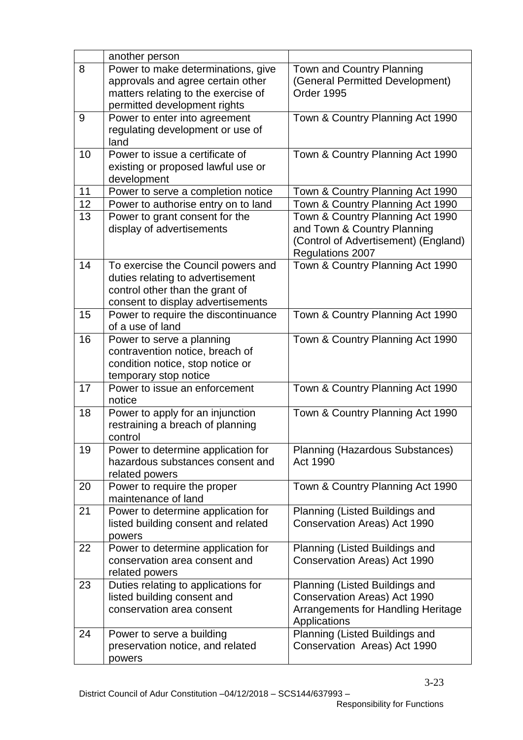|  | another person |  |
|---|---|---|
| 8 | Power to make determinations, give approvals and agree certain other matters relating to the exercise of permitted development rights | Town and Country Planning (General Permitted Development) Order 1995 |
| 9 | Power to enter into agreement regulating development or use of land | Town & Country Planning Act 1990 |
| 10 | Power to issue a certificate of existing or proposed lawful use or development | Town & Country Planning Act 1990 |
| 11 | Power to serve a completion notice | Town & Country Planning Act 1990 |
| 12 | Power to authorise entry on to land | Town & Country Planning Act 1990 |
| 13 | Power to grant consent for the display of advertisements | Town & Country Planning Act 1990 and Town & Country Planning (Control of Advertisement) (England) Regulations 2007 |
| 14 | To exercise the Council powers and duties relating to advertisement control other than the grant of consent to display advertisements | Town & Country Planning Act 1990 |
| 15 | Power to require the discontinuance of a use of land | Town & Country Planning Act 1990 |
| 16 | Power to serve a planning contravention notice, breach of condition notice, stop notice or temporary stop notice | Town & Country Planning Act 1990 |
| 17 | Power to issue an enforcement notice | Town & Country Planning Act 1990 |
| 18 | Power to apply for an injunction restraining a breach of planning control | Town & Country Planning Act 1990 |
| 19 | Power to determine application for hazardous substances consent and related powers | Planning (Hazardous Substances) Act 1990 |
| 20 | Power to require the proper maintenance of land | Town & Country Planning Act 1990 |
| 21 | Power to determine application for listed building consent and related powers | Planning (Listed Buildings and Conservation Areas) Act 1990 |
| 22 | Power to determine application for conservation area consent and related powers | Planning (Listed Buildings and Conservation Areas) Act 1990 |
| 23 | Duties relating to applications for listed building consent and conservation area consent | Planning (Listed Buildings and Conservation Areas) Act 1990 Arrangements for Handling Heritage Applications |
| 24 | Power to serve a building preservation notice, and related powers | Planning (Listed Buildings and Conservation Areas) Act 1990 |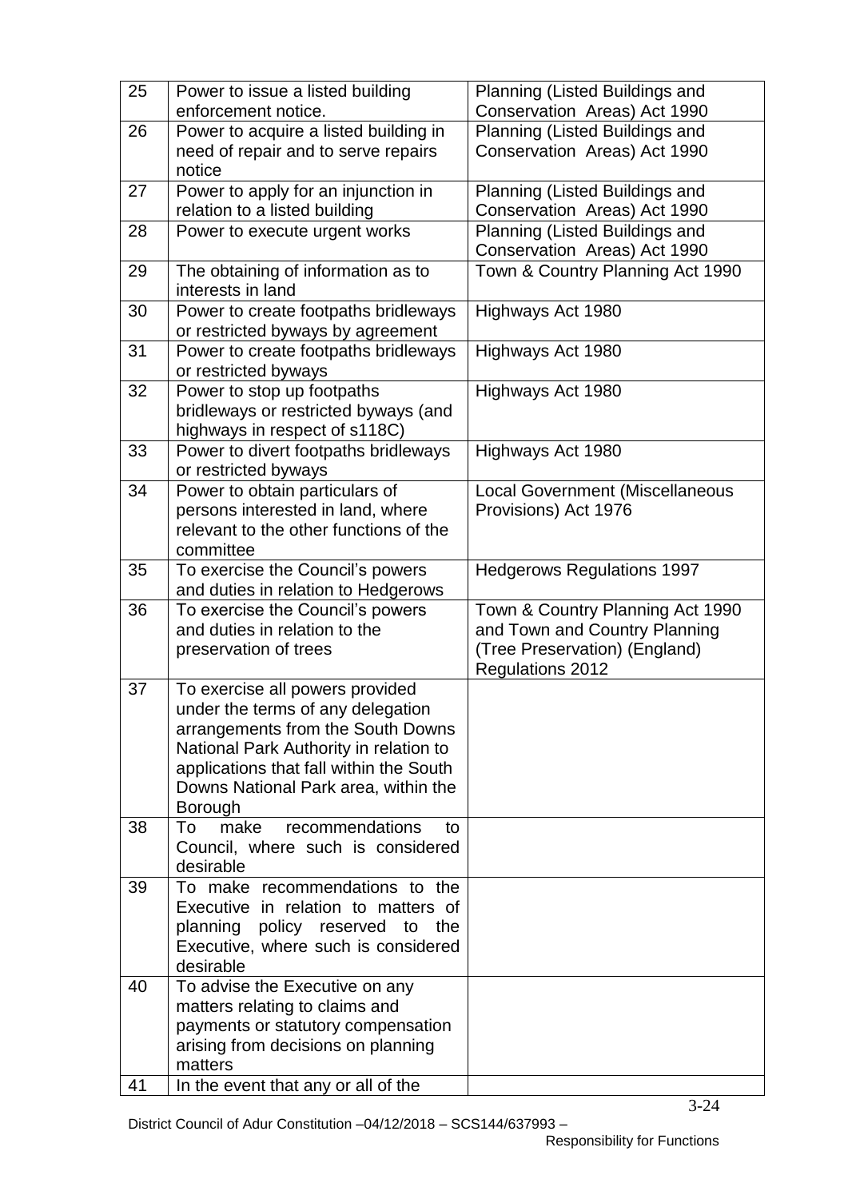| 25 | Power to issue a listed building enforcement notice. | Planning (Listed Buildings and Conservation Areas) Act 1990 |
|---|---|---|
| 26 | Power to acquire a listed building in need of repair and to serve repairs notice | Planning (Listed Buildings and Conservation Areas) Act 1990 |
| 27 | Power to apply for an injunction in relation to a listed building | Planning (Listed Buildings and Conservation Areas) Act 1990 |
| 28 | Power to execute urgent works | Planning (Listed Buildings and Conservation Areas) Act 1990 |
| 29 | The obtaining of information as to interests in land | Town & Country Planning Act 1990 |
| 30 | Power to create footpaths bridleways or restricted byways by agreement | Highways Act 1980 |
| 31 | Power to create footpaths bridleways or restricted byways | Highways Act 1980 |
| 32 | Power to stop up footpaths bridleways or restricted byways (and highways in respect of s118C) | Highways Act 1980 |
| 33 | Power to divert footpaths bridleways or restricted byways | Highways Act 1980 |
| 34 | Power to obtain particulars of persons interested in land, where relevant to the other functions of the committee | Local Government (Miscellaneous Provisions) Act 1976 |
| 35 | To exercise the Council's powers and duties in relation to Hedgerows | Hedgerows Regulations 1997 |
| 36 | To exercise the Council's powers and duties in relation to the preservation of trees | Town & Country Planning Act 1990 and Town and Country Planning (Tree Preservation) (England) Regulations 2012 |
| 37 | To exercise all powers provided under the terms of any delegation arrangements from the South Downs National Park Authority in relation to applications that fall within the South Downs National Park area, within the Borough | |
| 38 | To make recommendations to Council, where such is considered desirable | |
| 39 | To make recommendations to the Executive in relation to matters of planning policy reserved to the Executive, where such is considered desirable | |
| 40 | To advise the Executive on any matters relating to claims and payments or statutory compensation arising from decisions on planning matters | |
| 41 | In the event that any or all of the | |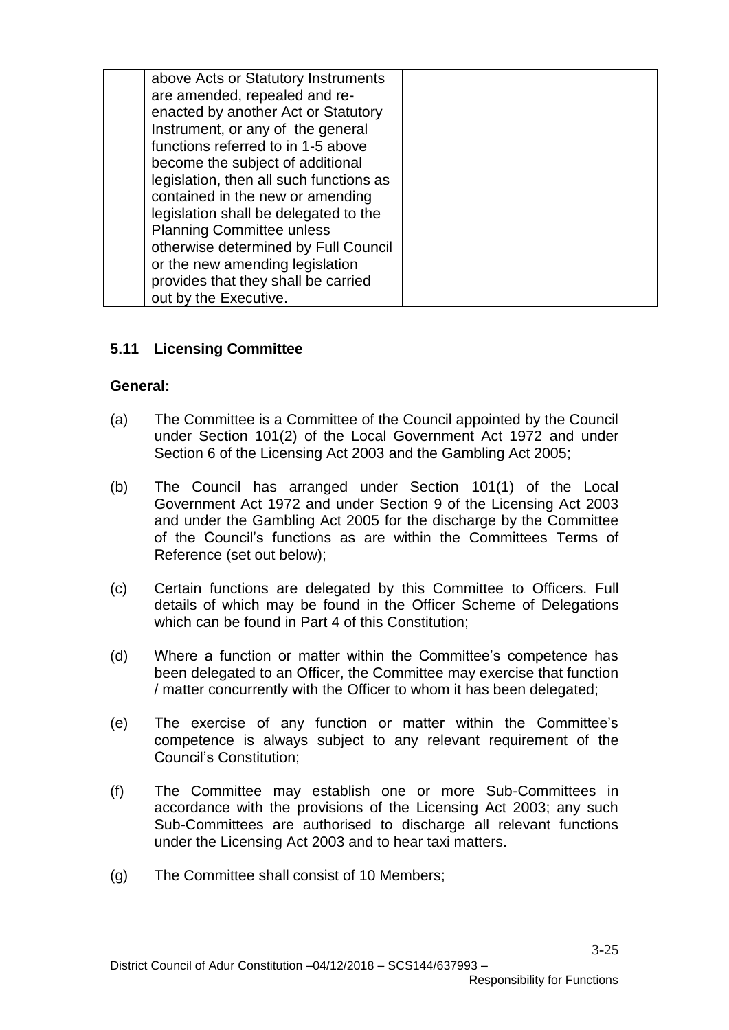| | above Acts or Statutory Instruments are amended, repealed and re-enacted by another Act or Statutory Instrument, or any of the general functions referred to in 1-5 above become the subject of additional legislation, then all such functions as contained in the new or amending legislation shall be delegated to the Planning Committee unless otherwise determined by Full Council or the new amending legislation provides that they shall be carried out by the Executive. | |
|---|---|---|

### 5.11 Licensing Committee

**General:**

(a) The Committee is a Committee of the Council appointed by the Council under Section 101(2) of the Local Government Act 1972 and under Section 6 of the Licensing Act 2003 and the Gambling Act 2005;

(b) The Council has arranged under Section 101(1) of the Local Government Act 1972 and under Section 9 of the Licensing Act 2003 and under the Gambling Act 2005 for the discharge by the Committee of the Council's functions as are within the Committees Terms of Reference (set out below);

(c) Certain functions are delegated by this Committee to Officers. Full details of which may be found in the Officer Scheme of Delegations which can be found in Part 4 of this Constitution;

(d) Where a function or matter within the Committee's competence has been delegated to an Officer, the Committee may exercise that function / matter concurrently with the Officer to whom it has been delegated;

(e) The exercise of any function or matter within the Committee's competence is always subject to any relevant requirement of the Council's Constitution;

(f) The Committee may establish one or more Sub-Committees in accordance with the provisions of the Licensing Act 2003; any such Sub-Committees are authorised to discharge all relevant functions under the Licensing Act 2003 and to hear taxi matters.

(g) The Committee shall consist of 10 Members;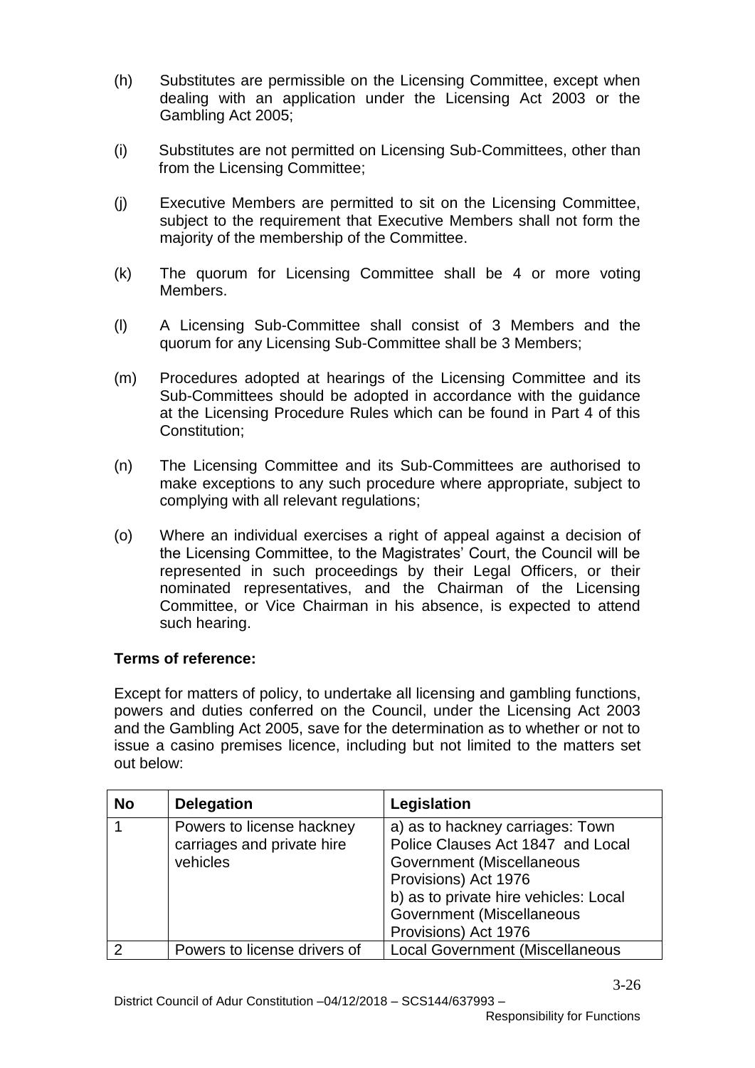(h) Substitutes are permissible on the Licensing Committee, except when dealing with an application under the Licensing Act 2003 or the Gambling Act 2005;

(i) Substitutes are not permitted on Licensing Sub-Committees, other than from the Licensing Committee;

(j) Executive Members are permitted to sit on the Licensing Committee, subject to the requirement that Executive Members shall not form the majority of the membership of the Committee.

(k) The quorum for Licensing Committee shall be 4 or more voting Members.

(l) A Licensing Sub-Committee shall consist of 3 Members and the quorum for any Licensing Sub-Committee shall be 3 Members;

(m) Procedures adopted at hearings of the Licensing Committee and its Sub-Committees should be adopted in accordance with the guidance at the Licensing Procedure Rules which can be found in Part 4 of this Constitution;

(n) The Licensing Committee and its Sub-Committees are authorised to make exceptions to any such procedure where appropriate, subject to complying with all relevant regulations;

(o) Where an individual exercises a right of appeal against a decision of the Licensing Committee, to the Magistrates' Court, the Council will be represented in such proceedings by their Legal Officers, or their nominated representatives, and the Chairman of the Licensing Committee, or Vice Chairman in his absence, is expected to attend such hearing.

**Terms of reference:**

Except for matters of policy, to undertake all licensing and gambling functions, powers and duties conferred on the Council, under the Licensing Act 2003 and the Gambling Act 2005, save for the determination as to whether or not to issue a casino premises licence, including but not limited to the matters set out below:

| No | Delegation | Legislation |
|---|---|---|
| 1 | Powers to license hackney carriages and private hire vehicles | a) as to hackney carriages: Town Police Clauses Act 1847 and Local Government (Miscellaneous Provisions) Act 1976<br>b) as to private hire vehicles: Local Government (Miscellaneous Provisions) Act 1976 |
| 2 | Powers to license drivers of | Local Government (Miscellaneous |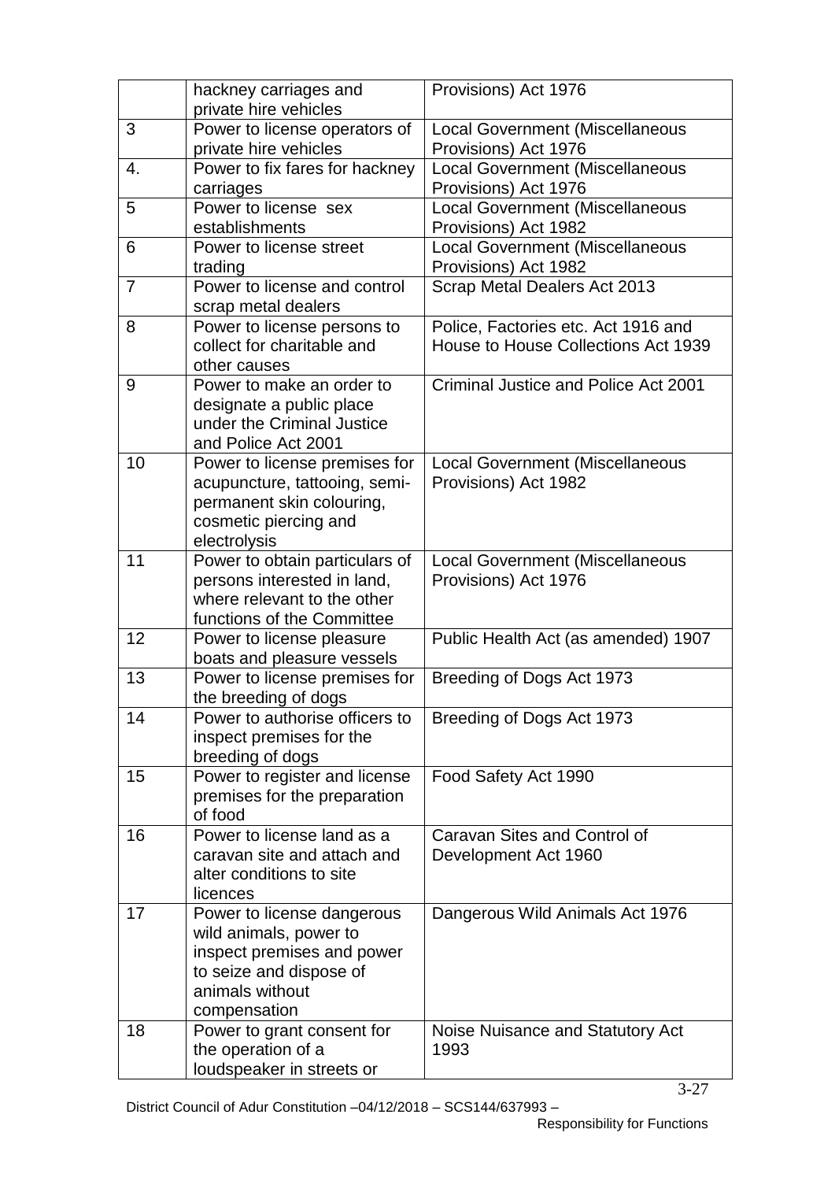| | hackney carriages and private hire vehicles | Provisions) Act 1976 |
|---|---|---|
| 3 | Power to license operators of private hire vehicles | Local Government (Miscellaneous Provisions) Act 1976 |
| 4. | Power to fix fares for hackney carriages | Local Government (Miscellaneous Provisions) Act 1976 |
| 5 | Power to license sex establishments | Local Government (Miscellaneous Provisions) Act 1982 |
| 6 | Power to license street trading | Local Government (Miscellaneous Provisions) Act 1982 |
| 7 | Power to license and control scrap metal dealers | Scrap Metal Dealers Act 2013 |
| 8 | Power to license persons to collect for charitable and other causes | Police, Factories etc. Act 1916 and House to House Collections Act 1939 |
| 9 | Power to make an order to designate a public place under the Criminal Justice and Police Act 2001 | Criminal Justice and Police Act 2001 |
| 10 | Power to license premises for acupuncture, tattooing, semi-permanent skin colouring, cosmetic piercing and electrolysis | Local Government (Miscellaneous Provisions) Act 1982 |
| 11 | Power to obtain particulars of persons interested in land, where relevant to the other functions of the Committee | Local Government (Miscellaneous Provisions) Act 1976 |
| 12 | Power to license pleasure boats and pleasure vessels | Public Health Act (as amended) 1907 |
| 13 | Power to license premises for the breeding of dogs | Breeding of Dogs Act 1973 |
| 14 | Power to authorise officers to inspect premises for the breeding of dogs | Breeding of Dogs Act 1973 |
| 15 | Power to register and license premises for the preparation of food | Food Safety Act 1990 |
| 16 | Power to license land as a caravan site and attach and alter conditions to site licences | Caravan Sites and Control of Development Act 1960 |
| 17 | Power to license dangerous wild animals, power to inspect premises and power to seize and dispose of animals without compensation | Dangerous Wild Animals Act 1976 |
| 18 | Power to grant consent for the operation of a loudspeaker in streets or | Noise Nuisance and Statutory Act 1993 |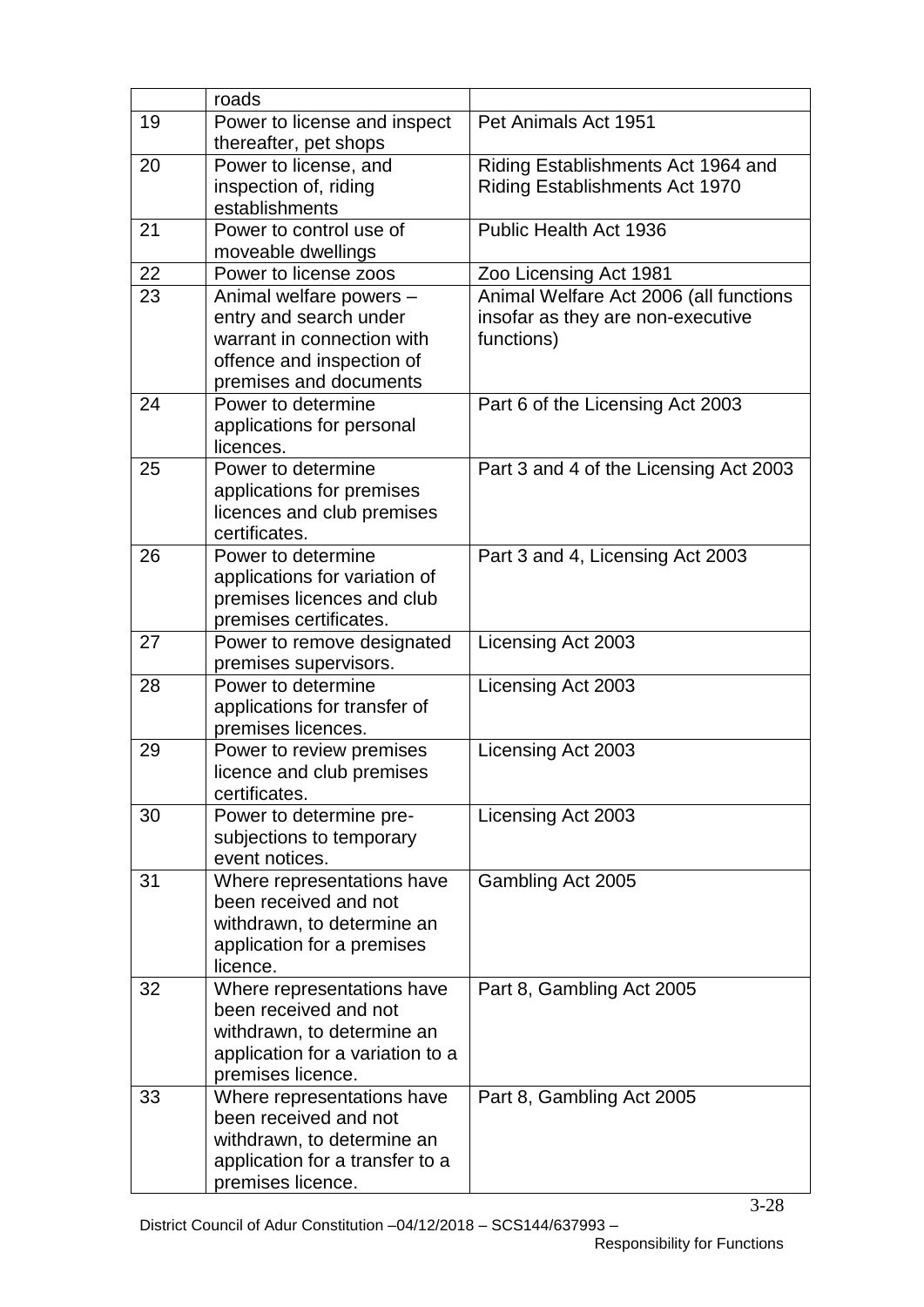| | roads | |
|---|---|---|
| 19 | Power to license and inspect thereafter, pet shops | Pet Animals Act 1951 |
| 20 | Power to license, and inspection of, riding establishments | Riding Establishments Act 1964 and Riding Establishments Act 1970 |
| 21 | Power to control use of moveable dwellings | Public Health Act 1936 |
| 22 | Power to license zoos | Zoo Licensing Act 1981 |
| 23 | Animal welfare powers – entry and search under warrant in connection with offence and inspection of premises and documents | Animal Welfare Act 2006 (all functions insofar as they are non-executive functions) |
| 24 | Power to determine applications for personal licences. | Part 6 of the Licensing Act 2003 |
| 25 | Power to determine applications for premises licences and club premises certificates. | Part 3 and 4 of the Licensing Act 2003 |
| 26 | Power to determine applications for variation of premises licences and club premises certificates. | Part 3 and 4, Licensing Act 2003 |
| 27 | Power to remove designated premises supervisors. | Licensing Act 2003 |
| 28 | Power to determine applications for transfer of premises licences. | Licensing Act 2003 |
| 29 | Power to review premises licence and club premises certificates. | Licensing Act 2003 |
| 30 | Power to determine pre-subjections to temporary event notices. | Licensing Act 2003 |
| 31 | Where representations have been received and not withdrawn, to determine an application for a premises licence. | Gambling Act 2005 |
| 32 | Where representations have been received and not withdrawn, to determine an application for a variation to a premises licence. | Part 8, Gambling Act 2005 |
| 33 | Where representations have been received and not withdrawn, to determine an application for a transfer to a premises licence. | Part 8, Gambling Act 2005 |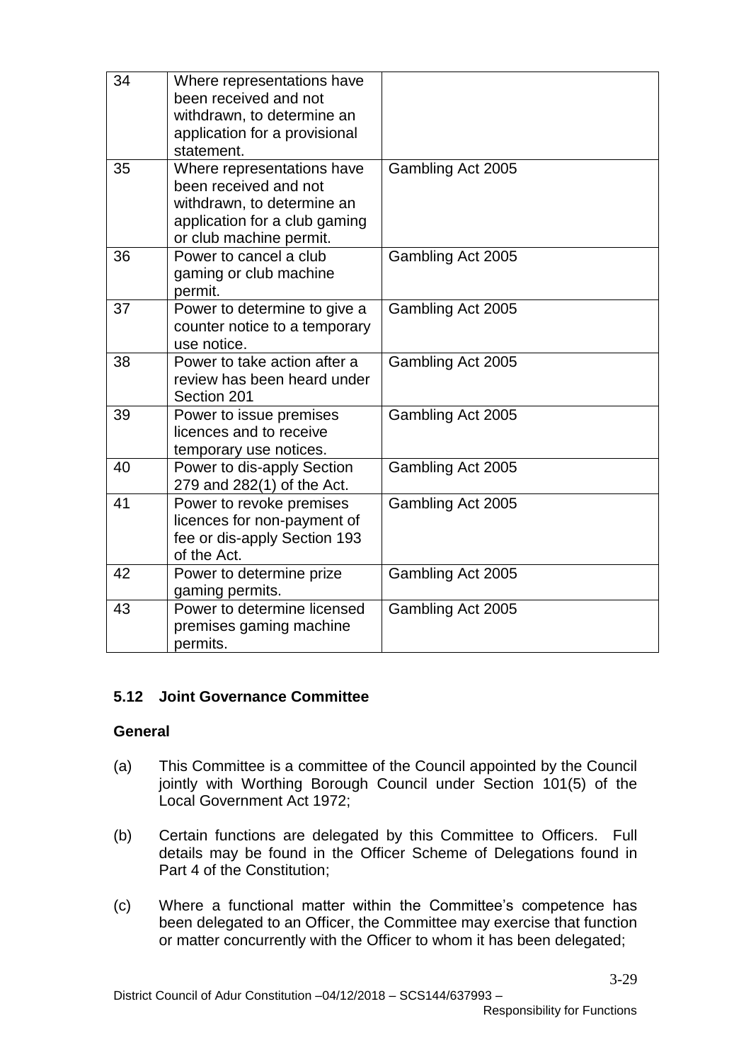| | | |
|---|---|---|
| 34 | Where representations have been received and not withdrawn, to determine an application for a provisional statement. | |
| 35 | Where representations have been received and not withdrawn, to determine an application for a club gaming or club machine permit. | Gambling Act 2005 |
| 36 | Power to cancel a club gaming or club machine permit. | Gambling Act 2005 |
| 37 | Power to determine to give a counter notice to a temporary use notice. | Gambling Act 2005 |
| 38 | Power to take action after a review has been heard under Section 201 | Gambling Act 2005 |
| 39 | Power to issue premises licences and to receive temporary use notices. | Gambling Act 2005 |
| 40 | Power to dis-apply Section 279 and 282(1) of the Act. | Gambling Act 2005 |
| 41 | Power to revoke premises licences for non-payment of fee or dis-apply Section 193 of the Act. | Gambling Act 2005 |
| 42 | Power to determine prize gaming permits. | Gambling Act 2005 |
| 43 | Power to determine licensed premises gaming machine permits. | Gambling Act 2005 |

### 5.12 Joint Governance Committee

**General**

(a) This Committee is a committee of the Council appointed by the Council jointly with Worthing Borough Council under Section 101(5) of the Local Government Act 1972;

(b) Certain functions are delegated by this Committee to Officers. Full details may be found in the Officer Scheme of Delegations found in Part 4 of the Constitution;

(c) Where a functional matter within the Committee's competence has been delegated to an Officer, the Committee may exercise that function or matter concurrently with the Officer to whom it has been delegated;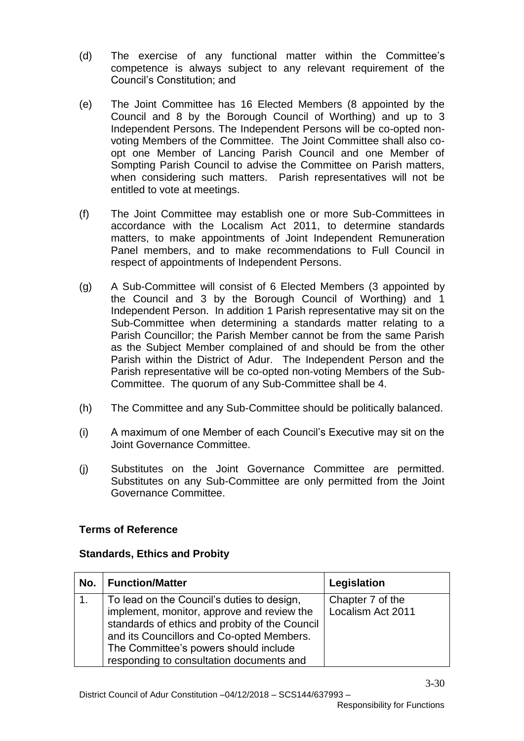(d) The exercise of any functional matter within the Committee's competence is always subject to any relevant requirement of the Council's Constitution; and

(e) The Joint Committee has 16 Elected Members (8 appointed by the Council and 8 by the Borough Council of Worthing) and up to 3 Independent Persons. The Independent Persons will be co-opted non-voting Members of the Committee. The Joint Committee shall also co-opt one Member of Lancing Parish Council and one Member of Sompting Parish Council to advise the Committee on Parish matters, when considering such matters. Parish representatives will not be entitled to vote at meetings.

(f) The Joint Committee may establish one or more Sub-Committees in accordance with the Localism Act 2011, to determine standards matters, to make appointments of Joint Independent Remuneration Panel members, and to make recommendations to Full Council in respect of appointments of Independent Persons.

(g) A Sub-Committee will consist of 6 Elected Members (3 appointed by the Council and 3 by the Borough Council of Worthing) and 1 Independent Person. In addition 1 Parish representative may sit on the Sub-Committee when determining a standards matter relating to a Parish Councillor; the Parish Member cannot be from the same Parish as the Subject Member complained of and should be from the other Parish within the District of Adur. The Independent Person and the Parish representative will be co-opted non-voting Members of the Sub-Committee. The quorum of any Sub-Committee shall be 4.

(h) The Committee and any Sub-Committee should be politically balanced.

(i) A maximum of one Member of each Council's Executive may sit on the Joint Governance Committee.

(j) Substitutes on the Joint Governance Committee are permitted. Substitutes on any Sub-Committee are only permitted from the Joint Governance Committee.

**Terms of Reference**

**Standards, Ethics and Probity**

| No. | Function/Matter | Legislation |
|---|---|---|
| 1. | To lead on the Council's duties to design, implement, monitor, approve and review the standards of ethics and probity of the Council and its Councillors and Co-opted Members. The Committee's powers should include responding to consultation documents and | Chapter 7 of the Localism Act 2011 |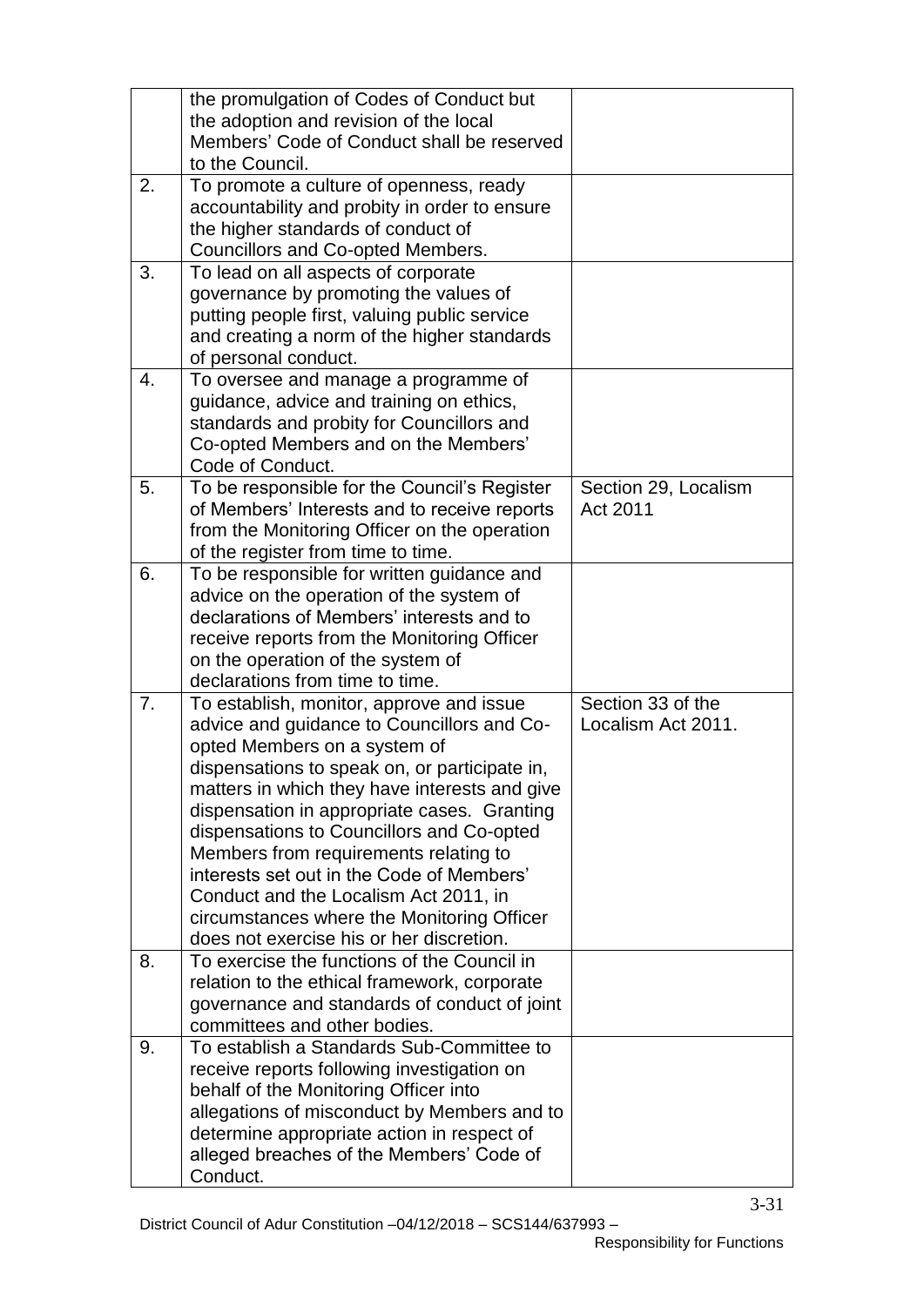|  |  |  |
|---|---|---|
|  | the promulgation of Codes of Conduct but the adoption and revision of the local Members' Code of Conduct shall be reserved to the Council. |  |
| 2. | To promote a culture of openness, ready accountability and probity in order to ensure the higher standards of conduct of Councillors and Co-opted Members. |  |
| 3. | To lead on all aspects of corporate governance by promoting the values of putting people first, valuing public service and creating a norm of the higher standards of personal conduct. |  |
| 4. | To oversee and manage a programme of guidance, advice and training on ethics, standards and probity for Councillors and Co-opted Members and on the Members' Code of Conduct. |  |
| 5. | To be responsible for the Council's Register of Members' Interests and to receive reports from the Monitoring Officer on the operation of the register from time to time. | Section 29, Localism Act 2011 |
| 6. | To be responsible for written guidance and advice on the operation of the system of declarations of Members' interests and to receive reports from the Monitoring Officer on the operation of the system of declarations from time to time. |  |
| 7. | To establish, monitor, approve and issue advice and guidance to Councillors and Co-opted Members on a system of dispensations to speak on, or participate in, matters in which they have interests and give dispensation in appropriate cases. Granting dispensations to Councillors and Co-opted Members from requirements relating to interests set out in the Code of Members' Conduct and the Localism Act 2011, in circumstances where the Monitoring Officer does not exercise his or her discretion. | Section 33 of the Localism Act 2011. |
| 8. | To exercise the functions of the Council in relation to the ethical framework, corporate governance and standards of conduct of joint committees and other bodies. |  |
| 9. | To establish a Standards Sub-Committee to receive reports following investigation on behalf of the Monitoring Officer into allegations of misconduct by Members and to determine appropriate action in respect of alleged breaches of the Members' Code of Conduct. |  |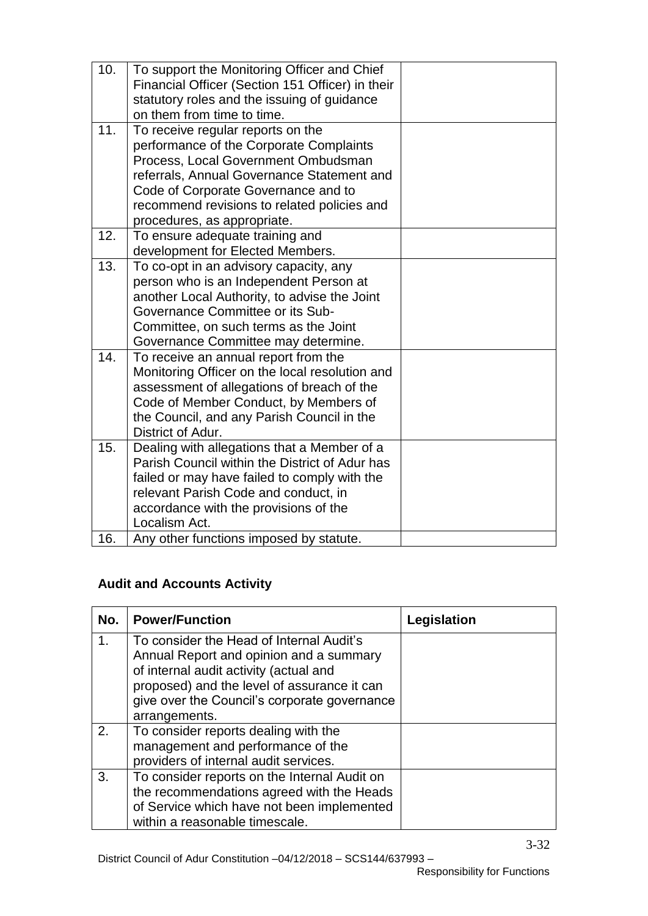| | | |
|---|---|---|
| 10. | To support the Monitoring Officer and Chief Financial Officer (Section 151 Officer) in their statutory roles and the issuing of guidance on them from time to time. | |
| 11. | To receive regular reports on the performance of the Corporate Complaints Process, Local Government Ombudsman referrals, Annual Governance Statement and Code of Corporate Governance and to recommend revisions to related policies and procedures, as appropriate. | |
| 12. | To ensure adequate training and development for Elected Members. | |
| 13. | To co-opt in an advisory capacity, any person who is an Independent Person at another Local Authority, to advise the Joint Governance Committee or its Sub-Committee, on such terms as the Joint Governance Committee may determine. | |
| 14. | To receive an annual report from the Monitoring Officer on the local resolution and assessment of allegations of breach of the Code of Member Conduct, by Members of the Council, and any Parish Council in the District of Adur. | |
| 15. | Dealing with allegations that a Member of a Parish Council within the District of Adur has failed or may have failed to comply with the relevant Parish Code and conduct, in accordance with the provisions of the Localism Act. | |
| 16. | Any other functions imposed by statute. | |

### Audit and Accounts Activity

| No. | Power/Function | Legislation |
|---|---|---|
| 1. | To consider the Head of Internal Audit's Annual Report and opinion and a summary of internal audit activity (actual and proposed) and the level of assurance it can give over the Council's corporate governance arrangements. | |
| 2. | To consider reports dealing with the management and performance of the providers of internal audit services. | |
| 3. | To consider reports on the Internal Audit on the recommendations agreed with the Heads of Service which have not been implemented within a reasonable timescale. | |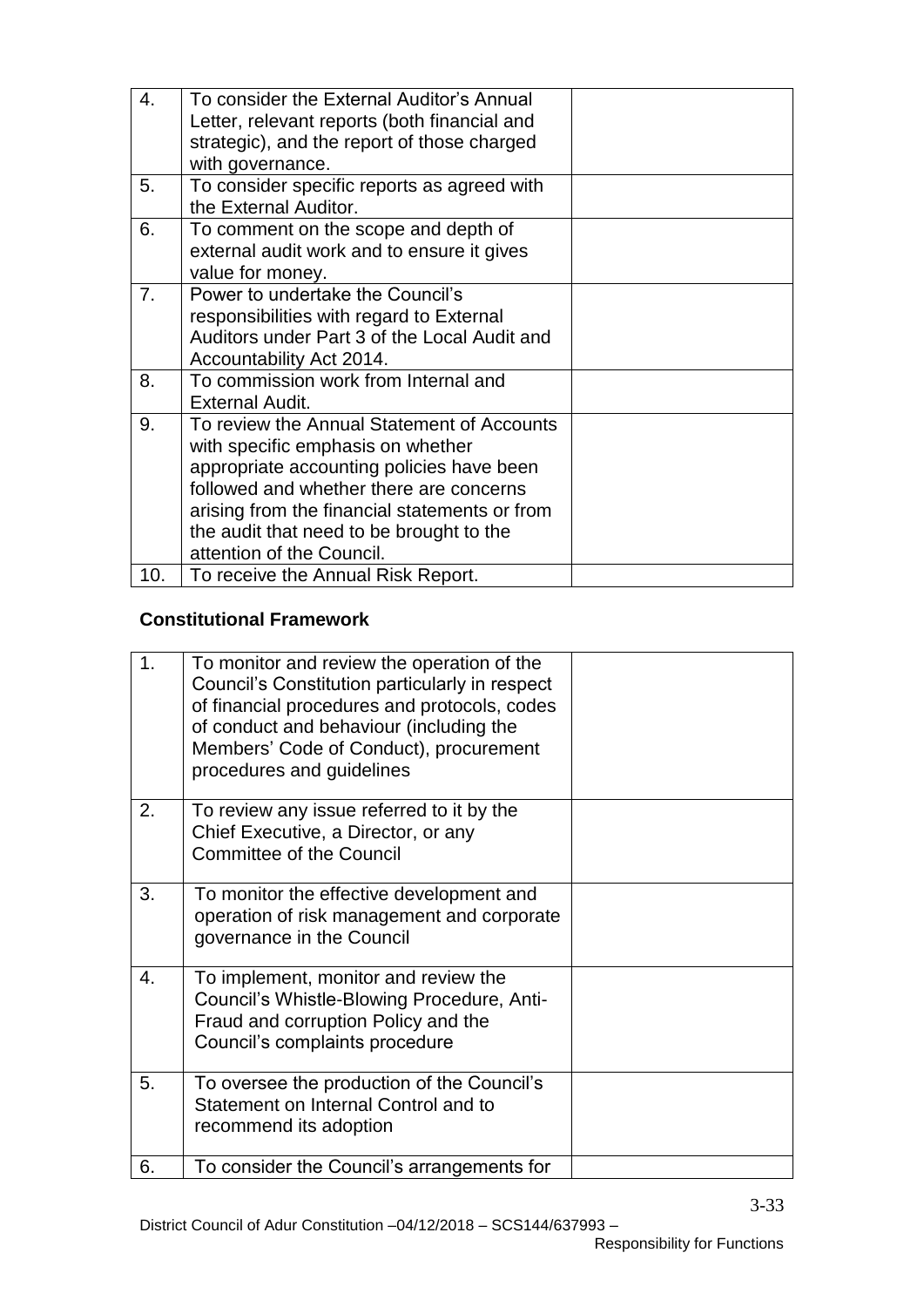| | | |
|---|---|---|
| 4. | To consider the External Auditor's Annual Letter, relevant reports (both financial and strategic), and the report of those charged with governance. | |
| 5. | To consider specific reports as agreed with the External Auditor. | |
| 6. | To comment on the scope and depth of external audit work and to ensure it gives value for money. | |
| 7. | Power to undertake the Council's responsibilities with regard to External Auditors under Part 3 of the Local Audit and Accountability Act 2014. | |
| 8. | To commission work from Internal and External Audit. | |
| 9. | To review the Annual Statement of Accounts with specific emphasis on whether appropriate accounting policies have been followed and whether there are concerns arising from the financial statements or from the audit that need to be brought to the attention of the Council. | |
| 10. | To receive the Annual Risk Report. | |

**Constitutional Framework**

| | | |
|---|---|---|
| 1. | To monitor and review the operation of the Council's Constitution particularly in respect of financial procedures and protocols, codes of conduct and behaviour (including the Members' Code of Conduct), procurement procedures and guidelines | |
| 2. | To review any issue referred to it by the Chief Executive, a Director, or any Committee of the Council | |
| 3. | To monitor the effective development and operation of risk management and corporate governance in the Council | |
| 4. | To implement, monitor and review the Council's Whistle-Blowing Procedure, Anti-Fraud and corruption Policy and the Council's complaints procedure | |
| 5. | To oversee the production of the Council's Statement on Internal Control and to recommend its adoption | |
| 6. | To consider the Council's arrangements for | |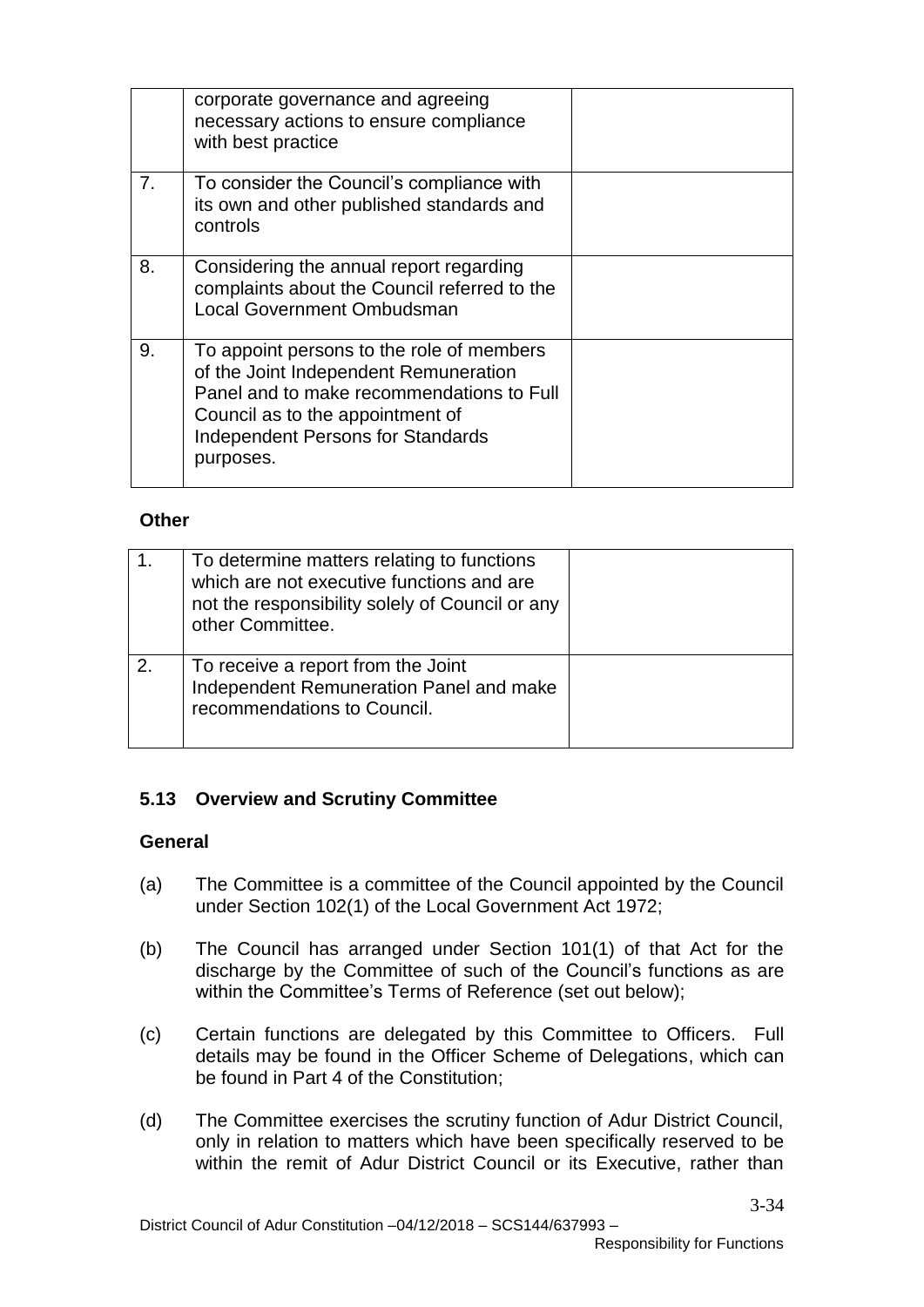|  |  |  |
|---|---|---|
|  | corporate governance and agreeing necessary actions to ensure compliance with best practice |  |
| 7. | To consider the Council's compliance with its own and other published standards and controls |  |
| 8. | Considering the annual report regarding complaints about the Council referred to the Local Government Ombudsman |  |
| 9. | To appoint persons to the role of members of the Joint Independent Remuneration Panel and to make recommendations to Full Council as to the appointment of Independent Persons for Standards purposes. |  |

**Other**

|  |  |  |
|---|---|---|
| 1. | To determine matters relating to functions which are not executive functions and are not the responsibility solely of Council or any other Committee. |  |
| 2. | To receive a report from the Joint Independent Remuneration Panel and make recommendations to Council. |  |

### 5.13 Overview and Scrutiny Committee

**General**

(a) The Committee is a committee of the Council appointed by the Council under Section 102(1) of the Local Government Act 1972;

(b) The Council has arranged under Section 101(1) of that Act for the discharge by the Committee of such of the Council's functions as are within the Committee's Terms of Reference (set out below);

(c) Certain functions are delegated by this Committee to Officers. Full details may be found in the Officer Scheme of Delegations, which can be found in Part 4 of the Constitution;

(d) The Committee exercises the scrutiny function of Adur District Council, only in relation to matters which have been specifically reserved to be within the remit of Adur District Council or its Executive, rather than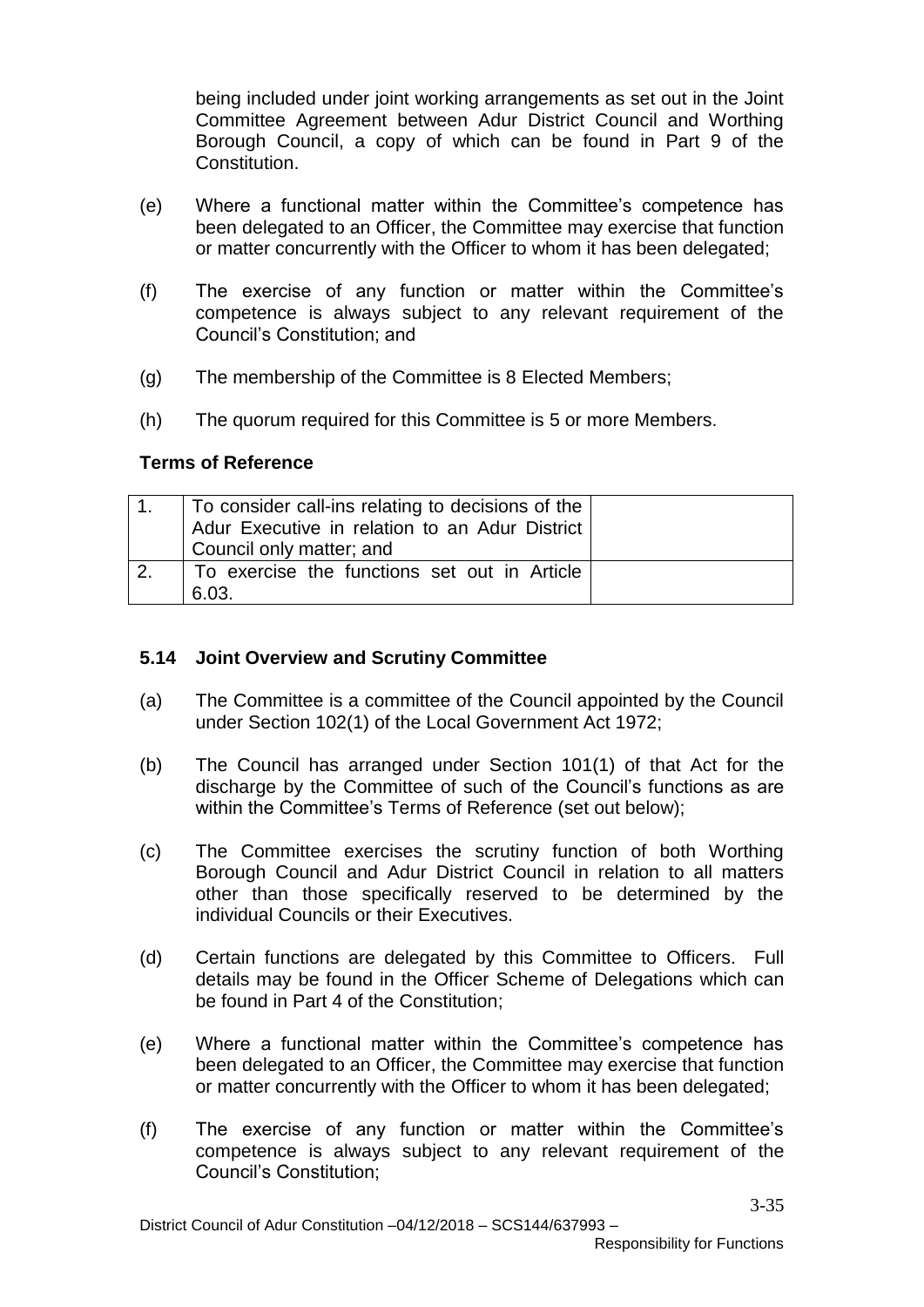being included under joint working arrangements as set out in the Joint Committee Agreement between Adur District Council and Worthing Borough Council, a copy of which can be found in Part 9 of the Constitution.

(e) Where a functional matter within the Committee's competence has been delegated to an Officer, the Committee may exercise that function or matter concurrently with the Officer to whom it has been delegated;

(f) The exercise of any function or matter within the Committee's competence is always subject to any relevant requirement of the Council's Constitution; and

(g) The membership of the Committee is 8 Elected Members;

(h) The quorum required for this Committee is 5 or more Members.

**Terms of Reference**

| | | |
|---|---|---|
| 1. | To consider call-ins relating to decisions of the Adur Executive in relation to an Adur District Council only matter; and | |
| 2. | To exercise the functions set out in Article 6.03. | |

### 5.14 Joint Overview and Scrutiny Committee

(a) The Committee is a committee of the Council appointed by the Council under Section 102(1) of the Local Government Act 1972;

(b) The Council has arranged under Section 101(1) of that Act for the discharge by the Committee of such of the Council's functions as are within the Committee's Terms of Reference (set out below);

(c) The Committee exercises the scrutiny function of both Worthing Borough Council and Adur District Council in relation to all matters other than those specifically reserved to be determined by the individual Councils or their Executives.

(d) Certain functions are delegated by this Committee to Officers. Full details may be found in the Officer Scheme of Delegations which can be found in Part 4 of the Constitution;

(e) Where a functional matter within the Committee's competence has been delegated to an Officer, the Committee may exercise that function or matter concurrently with the Officer to whom it has been delegated;

(f) The exercise of any function or matter within the Committee's competence is always subject to any relevant requirement of the Council's Constitution;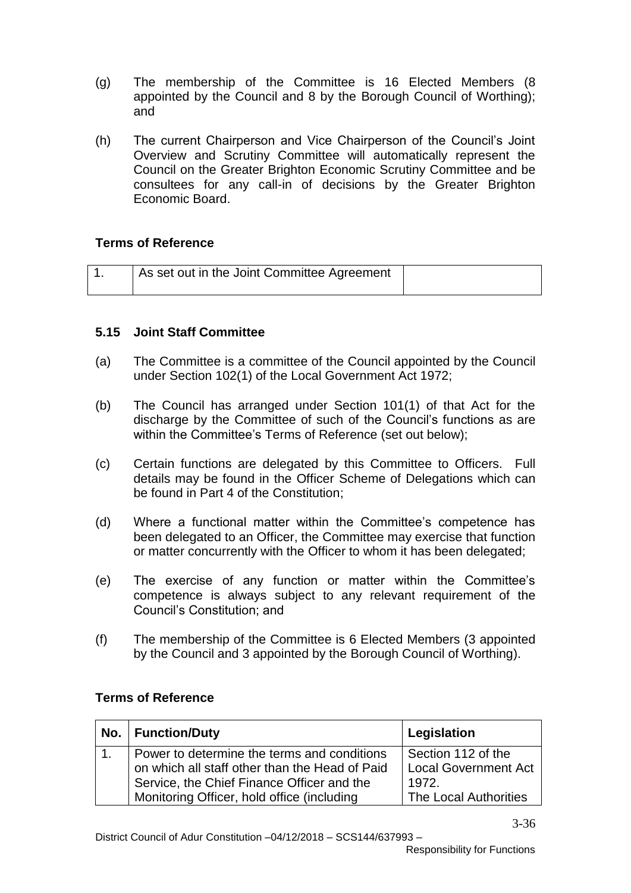(g) The membership of the Committee is 16 Elected Members (8 appointed by the Council and 8 by the Borough Council of Worthing); and

(h) The current Chairperson and Vice Chairperson of the Council's Joint Overview and Scrutiny Committee will automatically represent the Council on the Greater Brighton Economic Scrutiny Committee and be consultees for any call-in of decisions by the Greater Brighton Economic Board.

**Terms of Reference**

| 1. | As set out in the Joint Committee Agreement | |
|---|---|---|

### 5.15 Joint Staff Committee

(a) The Committee is a committee of the Council appointed by the Council under Section 102(1) of the Local Government Act 1972;

(b) The Council has arranged under Section 101(1) of that Act for the discharge by the Committee of such of the Council's functions as are within the Committee's Terms of Reference (set out below);

(c) Certain functions are delegated by this Committee to Officers. Full details may be found in the Officer Scheme of Delegations which can be found in Part 4 of the Constitution;

(d) Where a functional matter within the Committee's competence has been delegated to an Officer, the Committee may exercise that function or matter concurrently with the Officer to whom it has been delegated;

(e) The exercise of any function or matter within the Committee's competence is always subject to any relevant requirement of the Council's Constitution; and

(f) The membership of the Committee is 6 Elected Members (3 appointed by the Council and 3 appointed by the Borough Council of Worthing).

**Terms of Reference**

| No. | Function/Duty | Legislation |
|---|---|---|
| 1. | Power to determine the terms and conditions on which all staff other than the Head of Paid Service, the Chief Finance Officer and the Monitoring Officer, hold office (including | Section 112 of the Local Government Act 1972. The Local Authorities |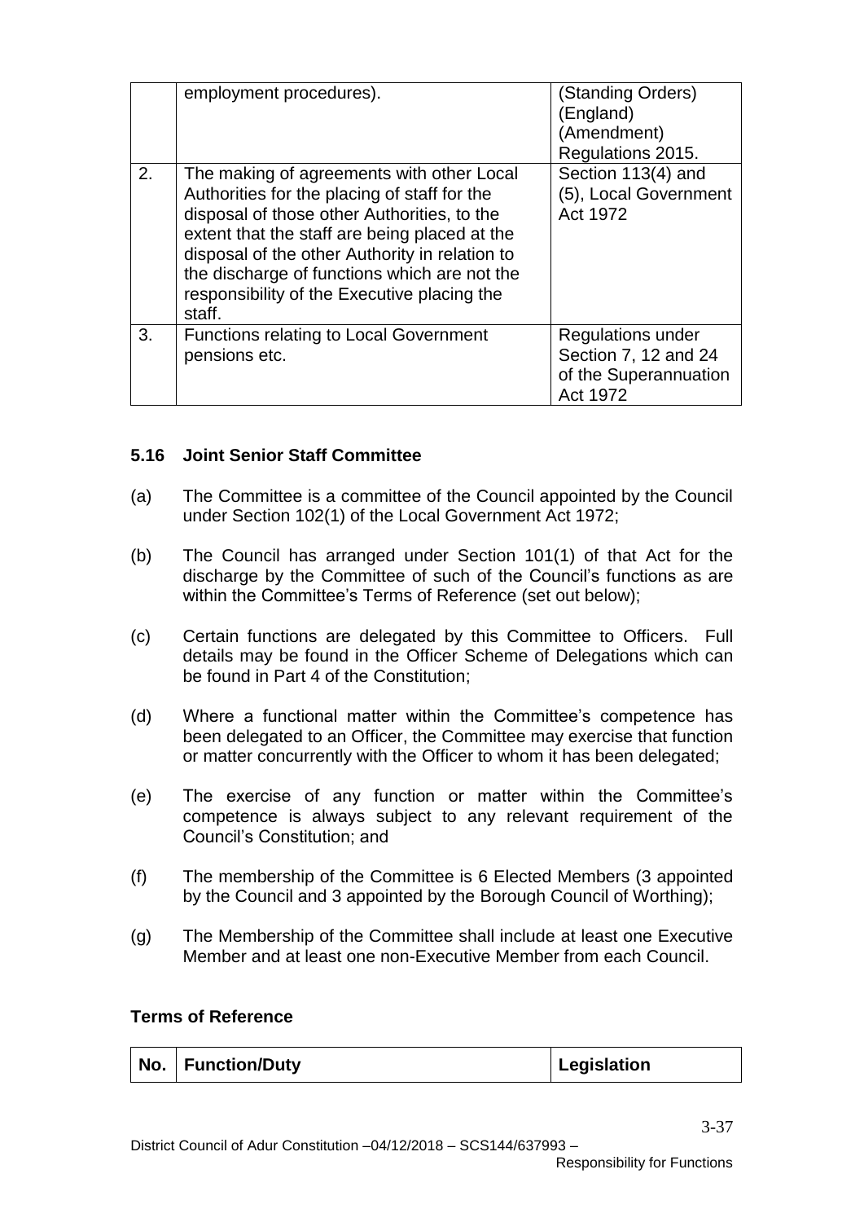|  | employment procedures). | (Standing Orders) (England) (Amendment) Regulations 2015. |
|---|---|---|
| 2. | The making of agreements with other Local Authorities for the placing of staff for the disposal of those other Authorities, to the extent that the staff are being placed at the disposal of the other Authority in relation to the discharge of functions which are not the responsibility of the Executive placing the staff. | Section 113(4) and (5), Local Government Act 1972 |
| 3. | Functions relating to Local Government pensions etc. | Regulations under Section 7, 12 and 24 of the Superannuation Act 1972 |

### 5.16 Joint Senior Staff Committee

(a) The Committee is a committee of the Council appointed by the Council under Section 102(1) of the Local Government Act 1972;

(b) The Council has arranged under Section 101(1) of that Act for the discharge by the Committee of such of the Council's functions as are within the Committee's Terms of Reference (set out below);

(c) Certain functions are delegated by this Committee to Officers. Full details may be found in the Officer Scheme of Delegations which can be found in Part 4 of the Constitution;

(d) Where a functional matter within the Committee's competence has been delegated to an Officer, the Committee may exercise that function or matter concurrently with the Officer to whom it has been delegated;

(e) The exercise of any function or matter within the Committee's competence is always subject to any relevant requirement of the Council's Constitution; and

(f) The membership of the Committee is 6 Elected Members (3 appointed by the Council and 3 appointed by the Borough Council of Worthing);

(g) The Membership of the Committee shall include at least one Executive Member and at least one non-Executive Member from each Council.

**Terms of Reference**

| No. | Function/Duty | Legislation |
|---|---|---|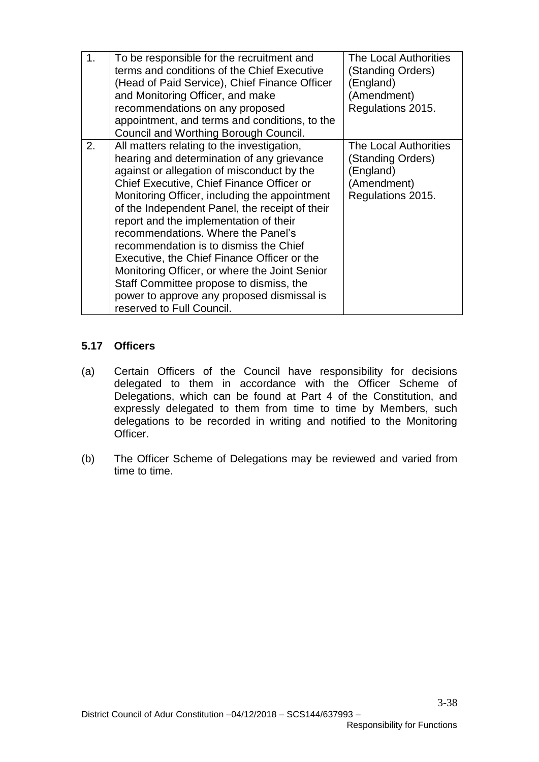| | | |
|---|---|---|
| 1. | To be responsible for the recruitment and terms and conditions of the Chief Executive (Head of Paid Service), Chief Finance Officer and Monitoring Officer, and make recommendations on any proposed appointment, and terms and conditions, to the Council and Worthing Borough Council. | The Local Authorities (Standing Orders) (England) (Amendment) Regulations 2015. |
| 2. | All matters relating to the investigation, hearing and determination of any grievance against or allegation of misconduct by the Chief Executive, Chief Finance Officer or Monitoring Officer, including the appointment of the Independent Panel, the receipt of their report and the implementation of their recommendations. Where the Panel's recommendation is to dismiss the Chief Executive, the Chief Finance Officer or the Monitoring Officer, or where the Joint Senior Staff Committee propose to dismiss, the power to approve any proposed dismissal is reserved to Full Council. | The Local Authorities (Standing Orders) (England) (Amendment) Regulations 2015. |

### 5.17 Officers

(a) Certain Officers of the Council have responsibility for decisions delegated to them in accordance with the Officer Scheme of Delegations, which can be found at Part 4 of the Constitution, and expressly delegated to them from time to time by Members, such delegations to be recorded in writing and notified to the Monitoring Officer.

(b) The Officer Scheme of Delegations may be reviewed and varied from time to time.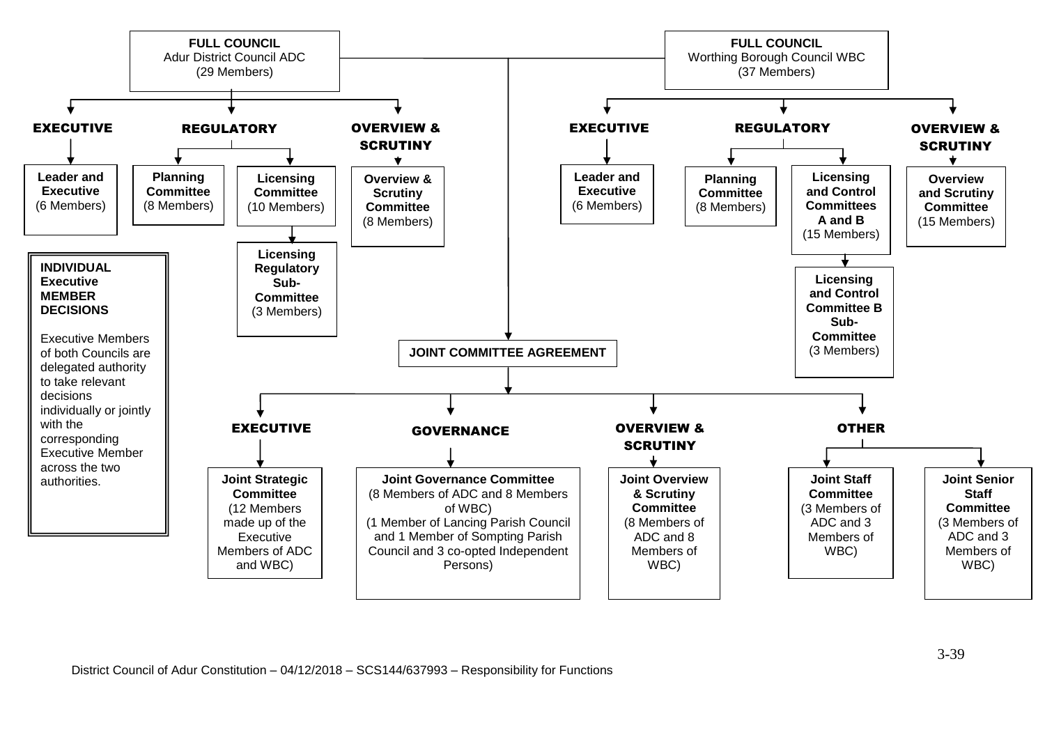**FULL COUNCIL**
Adur District Council ADC
(29 Members)

**FULL COUNCIL**
Worthing Borough Council WBC
(37 Members)

## Adur District Council (ADC)

### EXECUTIVE

- **Leader and Executive** (6 Members)

### REGULATORY

- **Planning Committee** (8 Members)
- **Licensing Committee** (10 Members)
  - **Licensing Regulatory Sub-Committee** (3 Members)

### OVERVIEW & SCRUTINY

- **Overview & Scrutiny Committee** (8 Members)

## Worthing Borough Council (WBC)

### EXECUTIVE

- **Leader and Executive** (6 Members)

### REGULATORY

- **Planning Committee** (8 Members)
- **Licensing and Control Committees A and B** (15 Members)
  - **Licensing and Control Committee B Sub-Committee** (3 Members)

### OVERVIEW & SCRUTINY

- **Overview and Scrutiny Committee** (15 Members)

## INDIVIDUAL Executive MEMBER DECISIONS

Executive Members of both Councils are delegated authority to take relevant decisions individually or jointly with the corresponding Executive Member across the two authorities.

## JOINT COMMITTEE AGREEMENT

### EXECUTIVE

- **Joint Strategic Committee** (12 Members made up of the Executive Members of ADC and WBC)

### GOVERNANCE

- **Joint Governance Committee** (8 Members of ADC and 8 Members of WBC) (1 Member of Lancing Parish Council and 1 Member of Sompting Parish Council and 3 co-opted Independent Persons)

### OVERVIEW & SCRUTINY

- **Joint Overview & Scrutiny Committee** (8 Members of ADC and 8 Members of WBC)

### OTHER

- **Joint Staff Committee** (3 Members of ADC and 3 Members of WBC)
- **Joint Senior Staff Committee** (3 Members of ADC and 3 Members of WBC)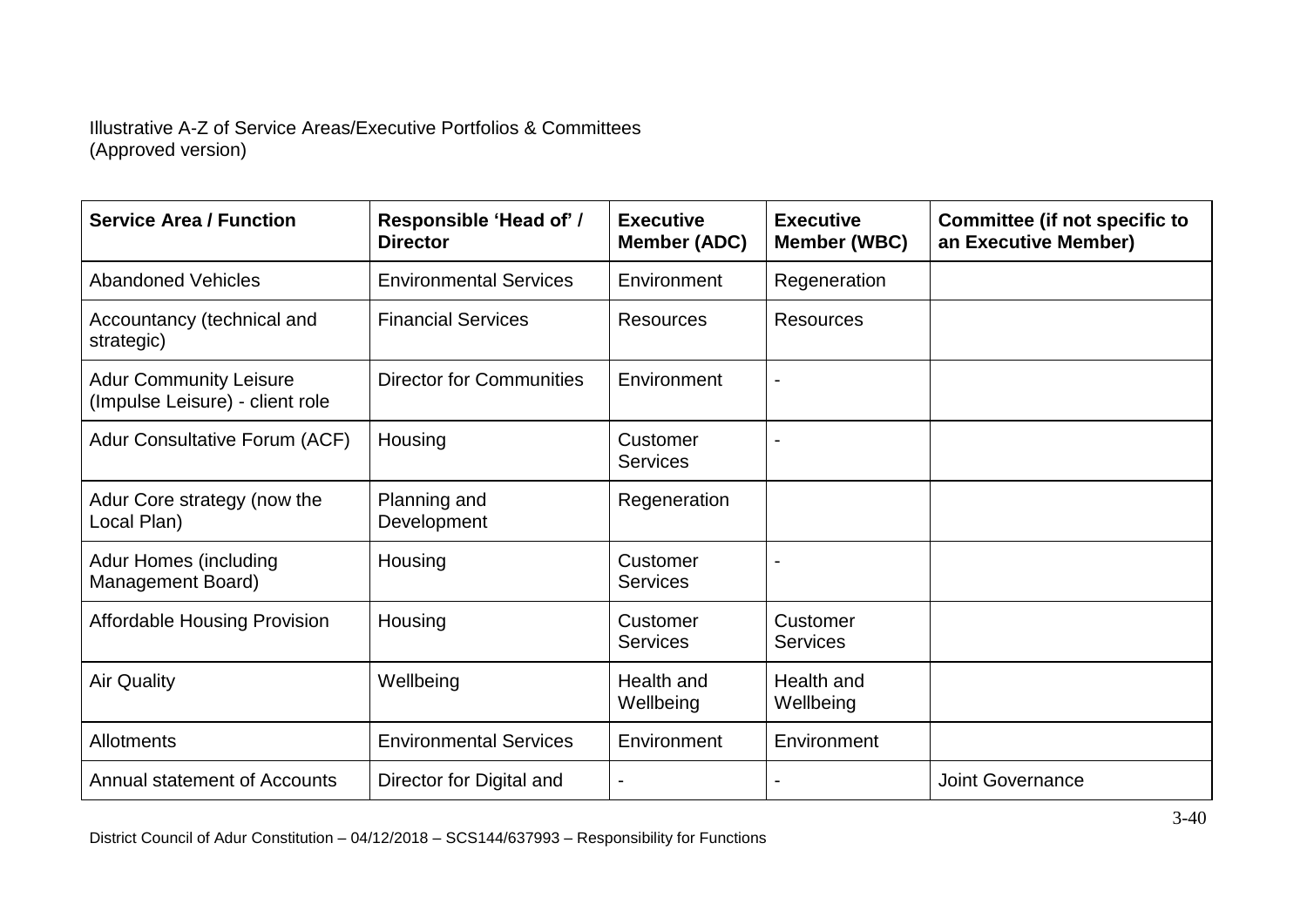Illustrative A-Z of Service Areas/Executive Portfolios & Committees
(Approved version)

| Service Area / Function | Responsible 'Head of' / Director | Executive Member (ADC) | Executive Member (WBC) | Committee (if not specific to an Executive Member) |
|---|---|---|---|---|
| Abandoned Vehicles | Environmental Services | Environment | Regeneration | |
| Accountancy (technical and strategic) | Financial Services | Resources | Resources | |
| Adur Community Leisure (Impulse Leisure) - client role | Director for Communities | Environment | - | |
| Adur Consultative Forum (ACF) | Housing | Customer Services | - | |
| Adur Core strategy (now the Local Plan) | Planning and Development | Regeneration | | |
| Adur Homes (including Management Board) | Housing | Customer Services | - | |
| Affordable Housing Provision | Housing | Customer Services | Customer Services | |
| Air Quality | Wellbeing | Health and Wellbeing | Health and Wellbeing | |
| Allotments | Environmental Services | Environment | Environment | |
| Annual statement of Accounts | Director for Digital and | - | - | Joint Governance |

District Council of Adur Constitution – 04/12/2018 – SCS144/637993 – Responsibility for Functions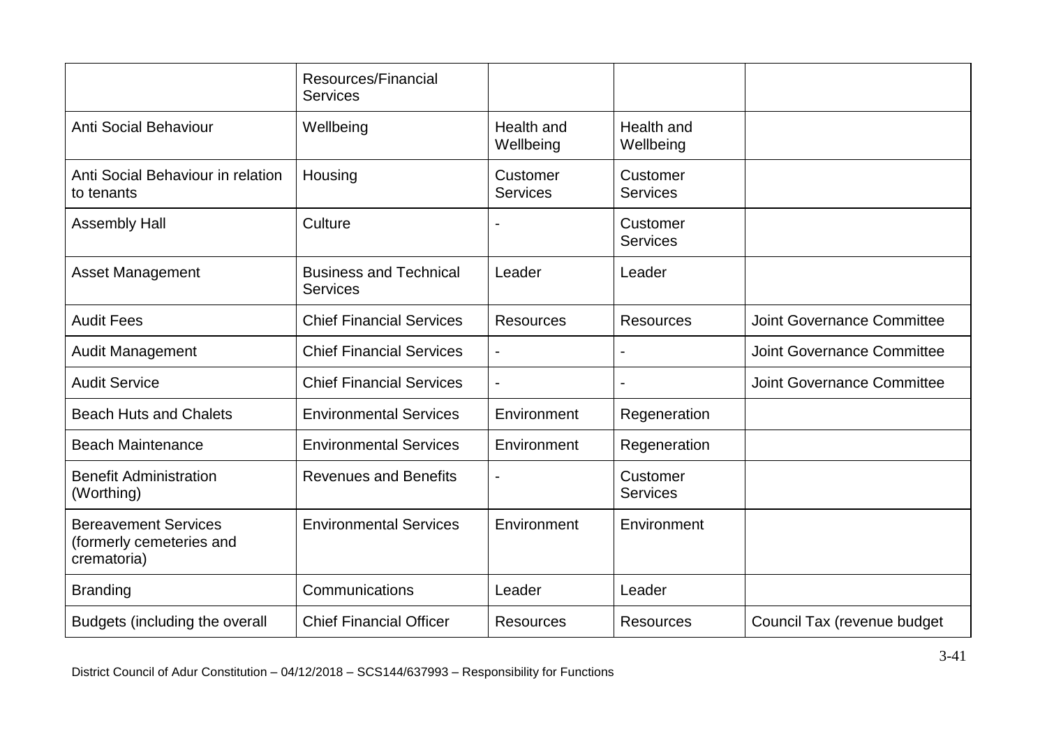| | | | | |
|---|---|---|---|---|
| | Resources/Financial Services | | | |
| Anti Social Behaviour | Wellbeing | Health and Wellbeing | Health and Wellbeing | |
| Anti Social Behaviour in relation to tenants | Housing | Customer Services | Customer Services | |
| Assembly Hall | Culture | - | Customer Services | |
| Asset Management | Business and Technical Services | Leader | Leader | |
| Audit Fees | Chief Financial Services | Resources | Resources | Joint Governance Committee |
| Audit Management | Chief Financial Services | - | - | Joint Governance Committee |
| Audit Service | Chief Financial Services | - | - | Joint Governance Committee |
| Beach Huts and Chalets | Environmental Services | Environment | Regeneration | |
| Beach Maintenance | Environmental Services | Environment | Regeneration | |
| Benefit Administration (Worthing) | Revenues and Benefits | - | Customer Services | |
| Bereavement Services (formerly cemeteries and crematoria) | Environmental Services | Environment | Environment | |
| Branding | Communications | Leader | Leader | |
| Budgets (including the overall | Chief Financial Officer | Resources | Resources | Council Tax (revenue budget |

District Council of Adur Constitution – 04/12/2018 – SCS144/637993 – Responsibility for Functions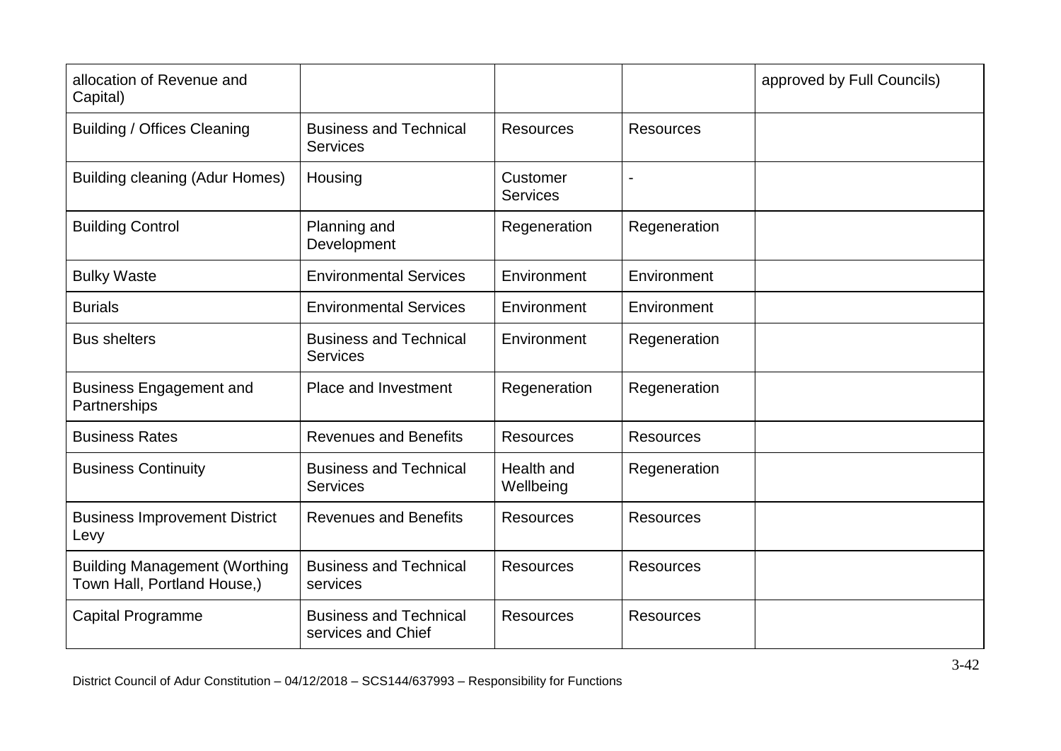| allocation of Revenue and Capital) | | | | approved by Full Councils) |
|---|---|---|---|---|
| Building / Offices Cleaning | Business and Technical Services | Resources | Resources | |
| Building cleaning (Adur Homes) | Housing | Customer Services | - | |
| Building Control | Planning and Development | Regeneration | Regeneration | |
| Bulky Waste | Environmental Services | Environment | Environment | |
| Burials | Environmental Services | Environment | Environment | |
| Bus shelters | Business and Technical Services | Environment | Regeneration | |
| Business Engagement and Partnerships | Place and Investment | Regeneration | Regeneration | |
| Business Rates | Revenues and Benefits | Resources | Resources | |
| Business Continuity | Business and Technical Services | Health and Wellbeing | Regeneration | |
| Business Improvement District Levy | Revenues and Benefits | Resources | Resources | |
| Building Management (Worthing Town Hall, Portland House,) | Business and Technical services | Resources | Resources | |
| Capital Programme | Business and Technical services and Chief | Resources | Resources | |

District Council of Adur Constitution – 04/12/2018 – SCS144/637993 – Responsibility for Functions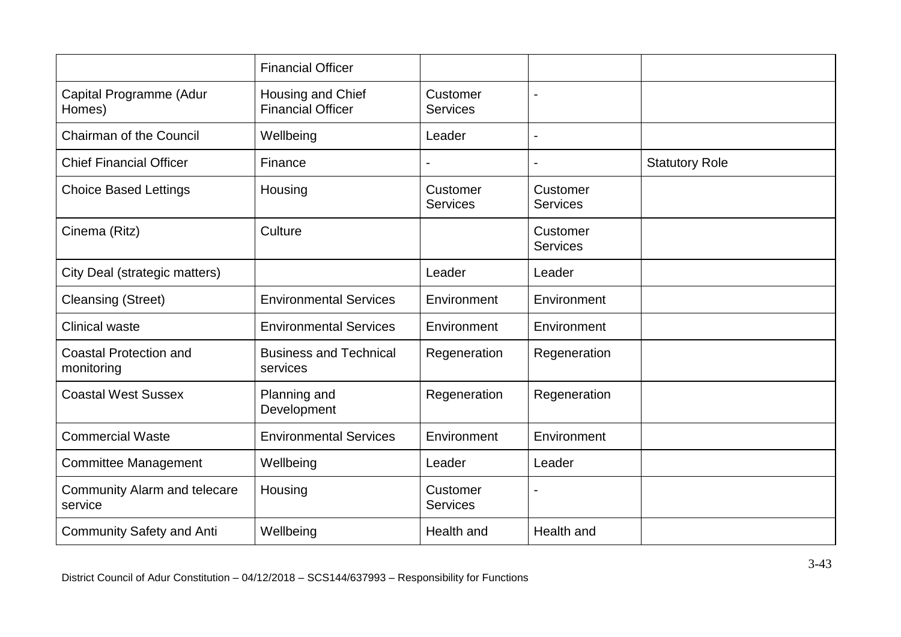| | | | | |
|---|---|---|---|---|
| | Financial Officer | | | |
| Capital Programme (Adur Homes) | Housing and Chief Financial Officer | Customer Services | - | |
| Chairman of the Council | Wellbeing | Leader | - | |
| Chief Financial Officer | Finance | - | - | Statutory Role |
| Choice Based Lettings | Housing | Customer Services | Customer Services | |
| Cinema (Ritz) | Culture | | Customer Services | |
| City Deal (strategic matters) | | Leader | Leader | |
| Cleansing (Street) | Environmental Services | Environment | Environment | |
| Clinical waste | Environmental Services | Environment | Environment | |
| Coastal Protection and monitoring | Business and Technical services | Regeneration | Regeneration | |
| Coastal West Sussex | Planning and Development | Regeneration | Regeneration | |
| Commercial Waste | Environmental Services | Environment | Environment | |
| Committee Management | Wellbeing | Leader | Leader | |
| Community Alarm and telecare service | Housing | Customer Services | - | |
| Community Safety and Anti | Wellbeing | Health and | Health and | |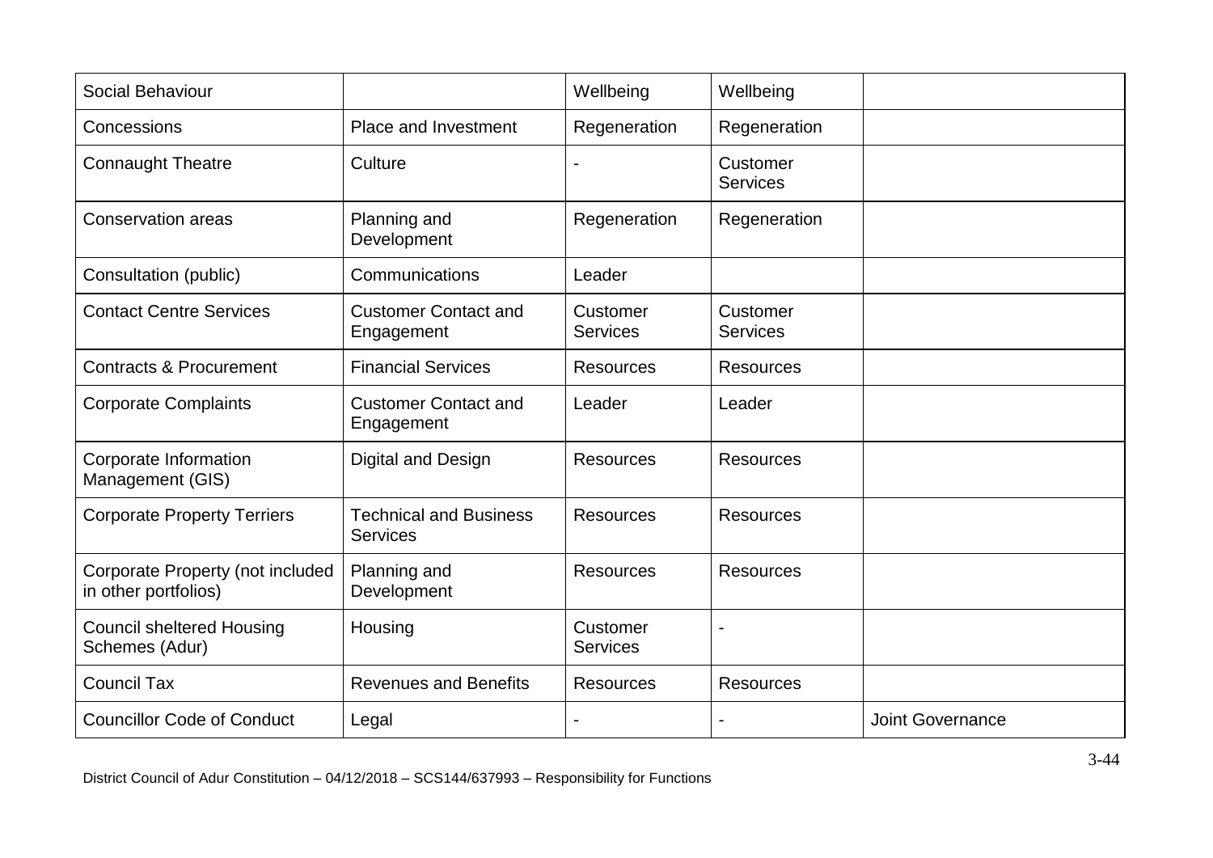| Social Behaviour | | Wellbeing | Wellbeing | |
|---|---|---|---|---|
| Concessions | Place and Investment | Regeneration | Regeneration | |
| Connaught Theatre | Culture | - | Customer Services | |
| Conservation areas | Planning and Development | Regeneration | Regeneration | |
| Consultation (public) | Communications | Leader | | |
| Contact Centre Services | Customer Contact and Engagement | Customer Services | Customer Services | |
| Contracts & Procurement | Financial Services | Resources | Resources | |
| Corporate Complaints | Customer Contact and Engagement | Leader | Leader | |
| Corporate Information Management (GIS) | Digital and Design | Resources | Resources | |
| Corporate Property Terriers | Technical and Business Services | Resources | Resources | |
| Corporate Property (not included in other portfolios) | Planning and Development | Resources | Resources | |
| Council sheltered Housing Schemes (Adur) | Housing | Customer Services | - | |
| Council Tax | Revenues and Benefits | Resources | Resources | |
| Councillor Code of Conduct | Legal | - | - | Joint Governance |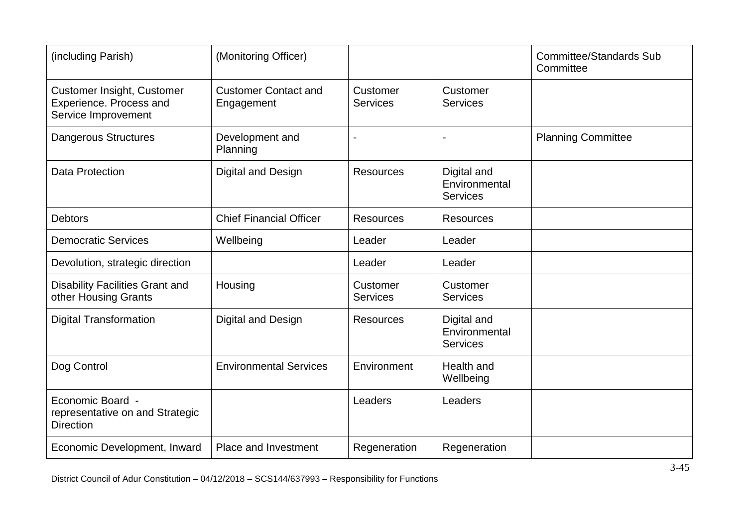| (including Parish) | (Monitoring Officer) | | | Committee/Standards Sub Committee |
|---|---|---|---|---|
| Customer Insight, Customer Experience. Process and Service Improvement | Customer Contact and Engagement | Customer Services | Customer Services | |
| Dangerous Structures | Development and Planning | - | - | Planning Committee |
| Data Protection | Digital and Design | Resources | Digital and Environmental Services | |
| Debtors | Chief Financial Officer | Resources | Resources | |
| Democratic Services | Wellbeing | Leader | Leader | |
| Devolution, strategic direction | | Leader | Leader | |
| Disability Facilities Grant and other Housing Grants | Housing | Customer Services | Customer Services | |
| Digital Transformation | Digital and Design | Resources | Digital and Environmental Services | |
| Dog Control | Environmental Services | Environment | Health and Wellbeing | |
| Economic Board - representative on and Strategic Direction | | Leaders | Leaders | |
| Economic Development, Inward | Place and Investment | Regeneration | Regeneration | |

District Council of Adur Constitution – 04/12/2018 – SCS144/637993 – Responsibility for Functions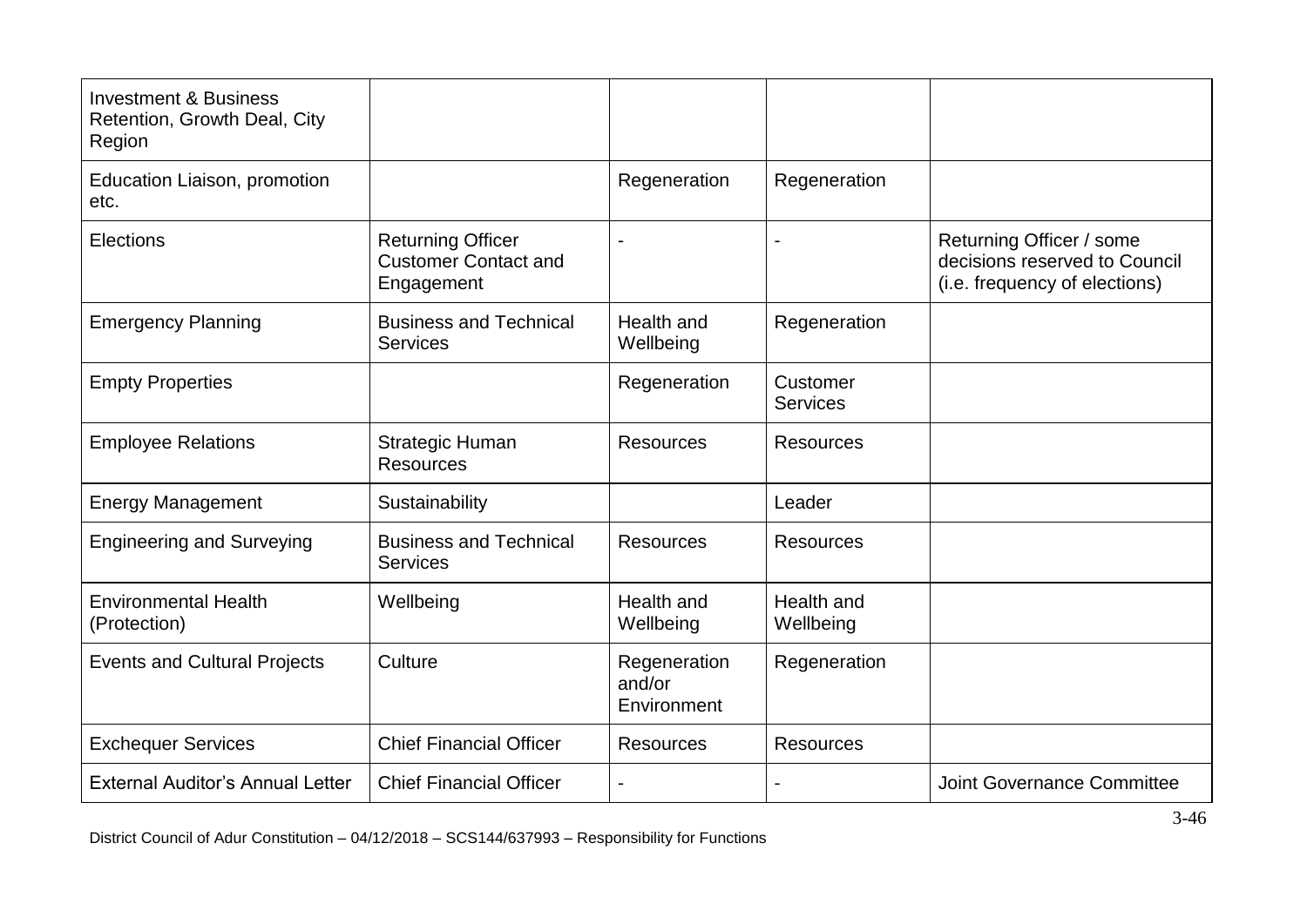| | | | | |
|---|---|---|---|---|
| Investment & Business Retention, Growth Deal, City Region | | | | |
| Education Liaison, promotion etc. | | Regeneration | Regeneration | |
| Elections | Returning Officer Customer Contact and Engagement | - | - | Returning Officer / some decisions reserved to Council (i.e. frequency of elections) |
| Emergency Planning | Business and Technical Services | Health and Wellbeing | Regeneration | |
| Empty Properties | | Regeneration | Customer Services | |
| Employee Relations | Strategic Human Resources | Resources | Resources | |
| Energy Management | Sustainability | | Leader | |
| Engineering and Surveying | Business and Technical Services | Resources | Resources | |
| Environmental Health (Protection) | Wellbeing | Health and Wellbeing | Health and Wellbeing | |
| Events and Cultural Projects | Culture | Regeneration and/or Environment | Regeneration | |
| Exchequer Services | Chief Financial Officer | Resources | Resources | |
| External Auditor's Annual Letter | Chief Financial Officer | - | - | Joint Governance Committee |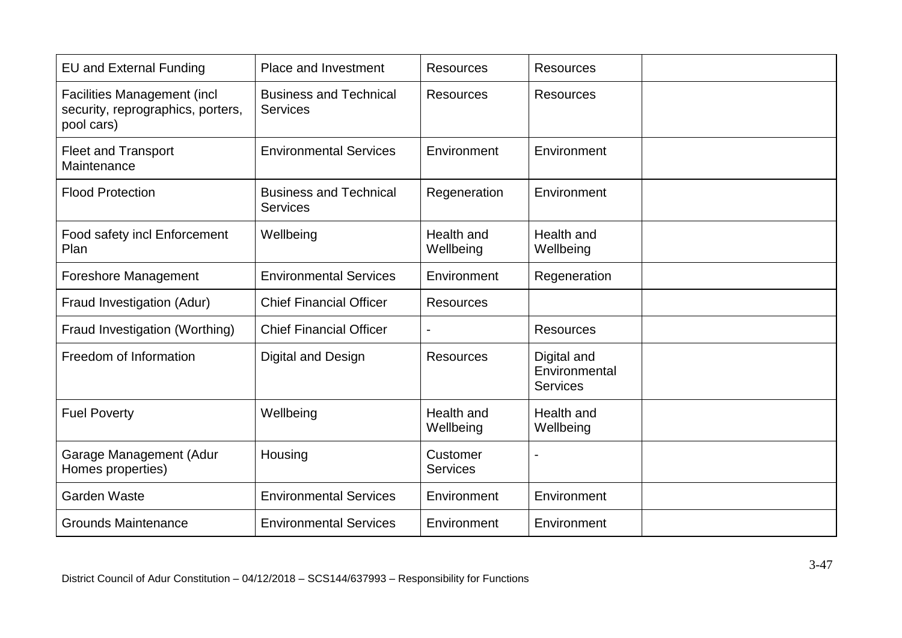| | | | | |
|---|---|---|---|---|
| EU and External Funding | Place and Investment | Resources | Resources | |
| Facilities Management (incl security, reprographics, porters, pool cars) | Business and Technical Services | Resources | Resources | |
| Fleet and Transport Maintenance | Environmental Services | Environment | Environment | |
| Flood Protection | Business and Technical Services | Regeneration | Environment | |
| Food safety incl Enforcement Plan | Wellbeing | Health and Wellbeing | Health and Wellbeing | |
| Foreshore Management | Environmental Services | Environment | Regeneration | |
| Fraud Investigation (Adur) | Chief Financial Officer | Resources | | |
| Fraud Investigation (Worthing) | Chief Financial Officer | - | Resources | |
| Freedom of Information | Digital and Design | Resources | Digital and Environmental Services | |
| Fuel Poverty | Wellbeing | Health and Wellbeing | Health and Wellbeing | |
| Garage Management (Adur Homes properties) | Housing | Customer Services | - | |
| Garden Waste | Environmental Services | Environment | Environment | |
| Grounds Maintenance | Environmental Services | Environment | Environment | |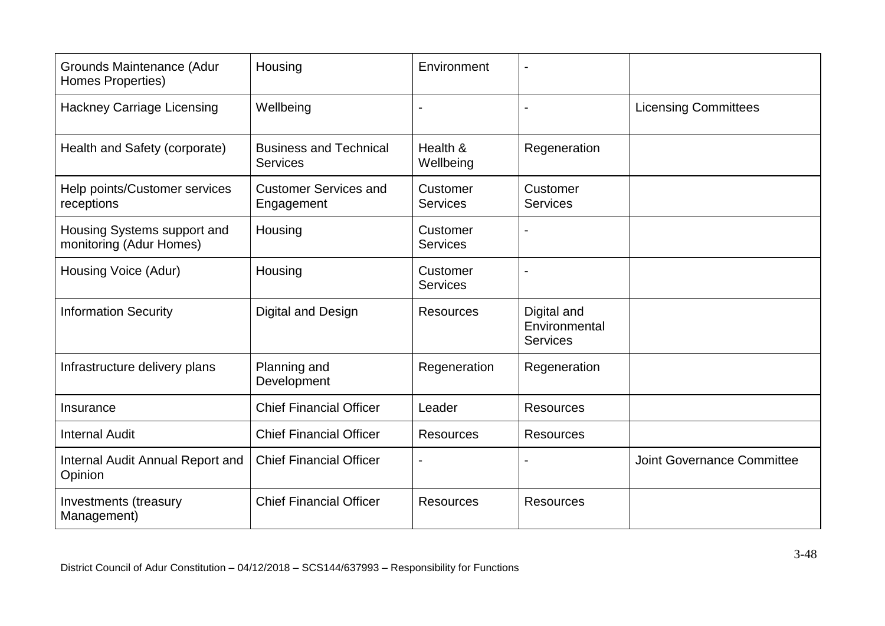| | | | | |
|---|---|---|---|---|
| Grounds Maintenance (Adur Homes Properties) | Housing | Environment | - | |
| Hackney Carriage Licensing | Wellbeing | - | - | Licensing Committees |
| Health and Safety (corporate) | Business and Technical Services | Health & Wellbeing | Regeneration | |
| Help points/Customer services receptions | Customer Services and Engagement | Customer Services | Customer Services | |
| Housing Systems support and monitoring (Adur Homes) | Housing | Customer Services | - | |
| Housing Voice (Adur) | Housing | Customer Services | - | |
| Information Security | Digital and Design | Resources | Digital and Environmental Services | |
| Infrastructure delivery plans | Planning and Development | Regeneration | Regeneration | |
| Insurance | Chief Financial Officer | Leader | Resources | |
| Internal Audit | Chief Financial Officer | Resources | Resources | |
| Internal Audit Annual Report and Opinion | Chief Financial Officer | - | - | Joint Governance Committee |
| Investments (treasury Management) | Chief Financial Officer | Resources | Resources | |

District Council of Adur Constitution – 04/12/2018 – SCS144/637993 – Responsibility for Functions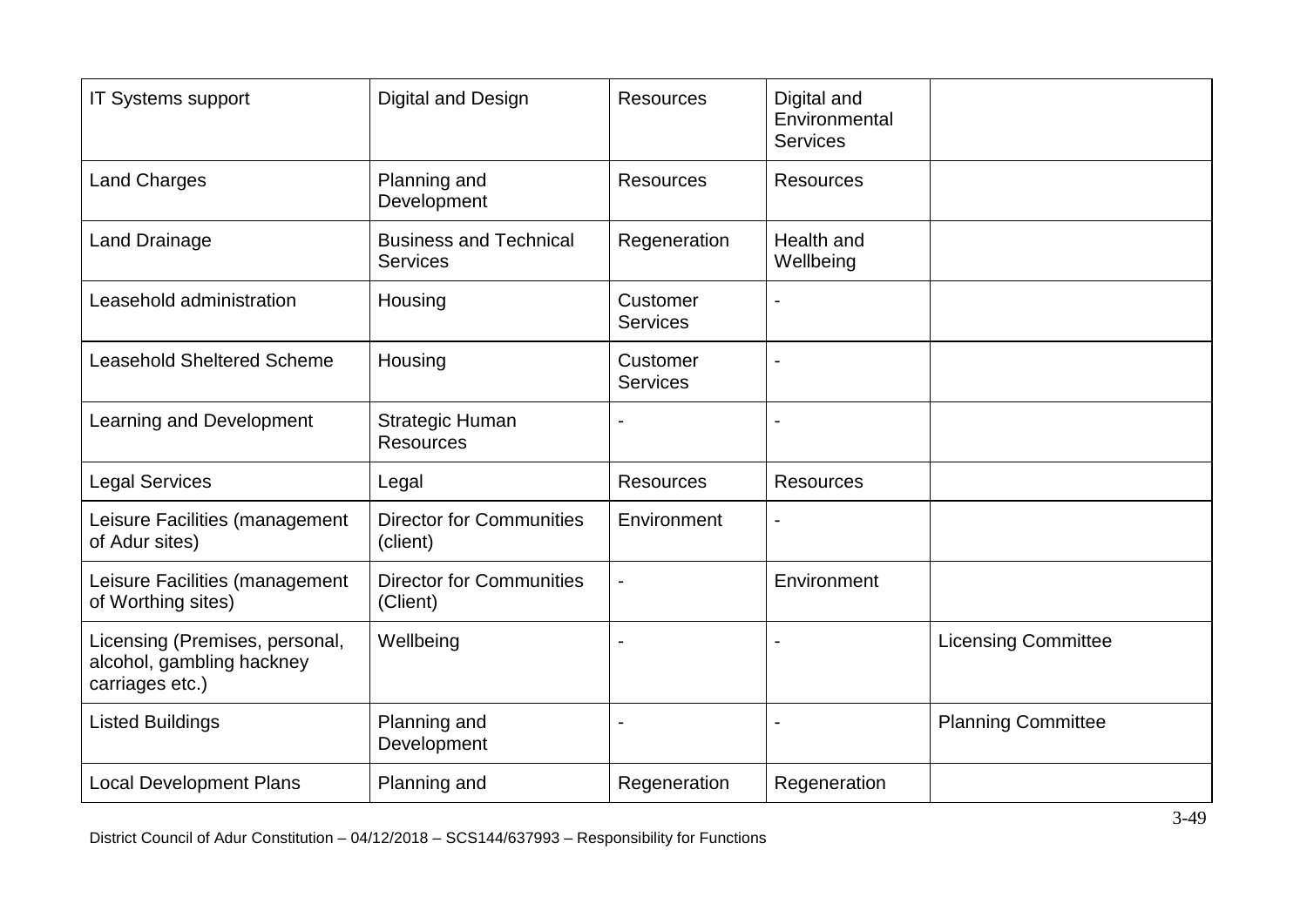| IT Systems support | Digital and Design | Resources | Digital and Environmental Services | |
|---|---|---|---|---|
| Land Charges | Planning and Development | Resources | Resources | |
| Land Drainage | Business and Technical Services | Regeneration | Health and Wellbeing | |
| Leasehold administration | Housing | Customer Services | - | |
| Leasehold Sheltered Scheme | Housing | Customer Services | - | |
| Learning and Development | Strategic Human Resources | - | - | |
| Legal Services | Legal | Resources | Resources | |
| Leisure Facilities (management of Adur sites) | Director for Communities (client) | Environment | - | |
| Leisure Facilities (management of Worthing sites) | Director for Communities (Client) | - | Environment | |
| Licensing (Premises, personal, alcohol, gambling hackney carriages etc.) | Wellbeing | - | - | Licensing Committee |
| Listed Buildings | Planning and Development | - | - | Planning Committee |
| Local Development Plans | Planning and | Regeneration | Regeneration | |

District Council of Adur Constitution – 04/12/2018 – SCS144/637993 – Responsibility for Functions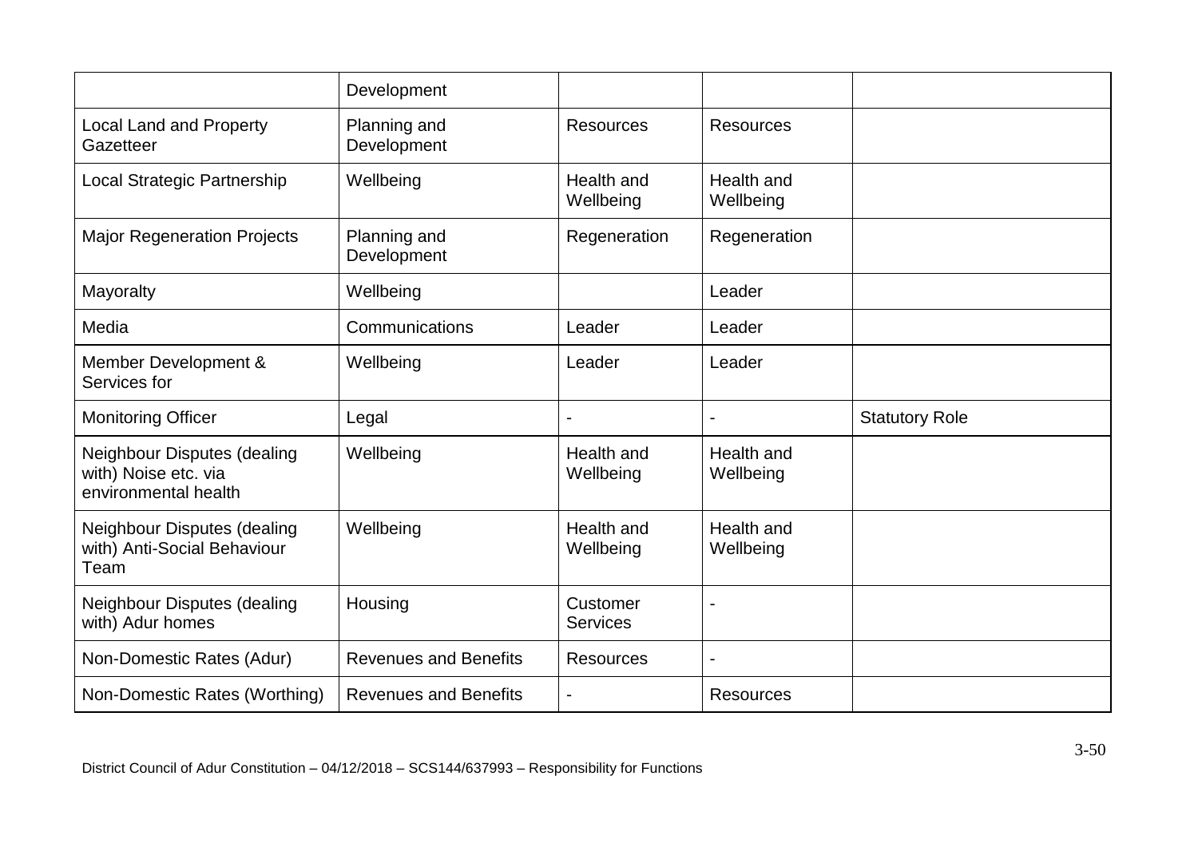| | | | | |
|---|---|---|---|---|
| | Development | | | |
| Local Land and Property Gazetteer | Planning and Development | Resources | Resources | |
| Local Strategic Partnership | Wellbeing | Health and Wellbeing | Health and Wellbeing | |
| Major Regeneration Projects | Planning and Development | Regeneration | Regeneration | |
| Mayoralty | Wellbeing | | Leader | |
| Media | Communications | Leader | Leader | |
| Member Development & Services for | Wellbeing | Leader | Leader | |
| Monitoring Officer | Legal | - | - | Statutory Role |
| Neighbour Disputes (dealing with) Noise etc. via environmental health | Wellbeing | Health and Wellbeing | Health and Wellbeing | |
| Neighbour Disputes (dealing with) Anti-Social Behaviour Team | Wellbeing | Health and Wellbeing | Health and Wellbeing | |
| Neighbour Disputes (dealing with) Adur homes | Housing | Customer Services | - | |
| Non-Domestic Rates (Adur) | Revenues and Benefits | Resources | - | |
| Non-Domestic Rates (Worthing) | Revenues and Benefits | - | Resources | |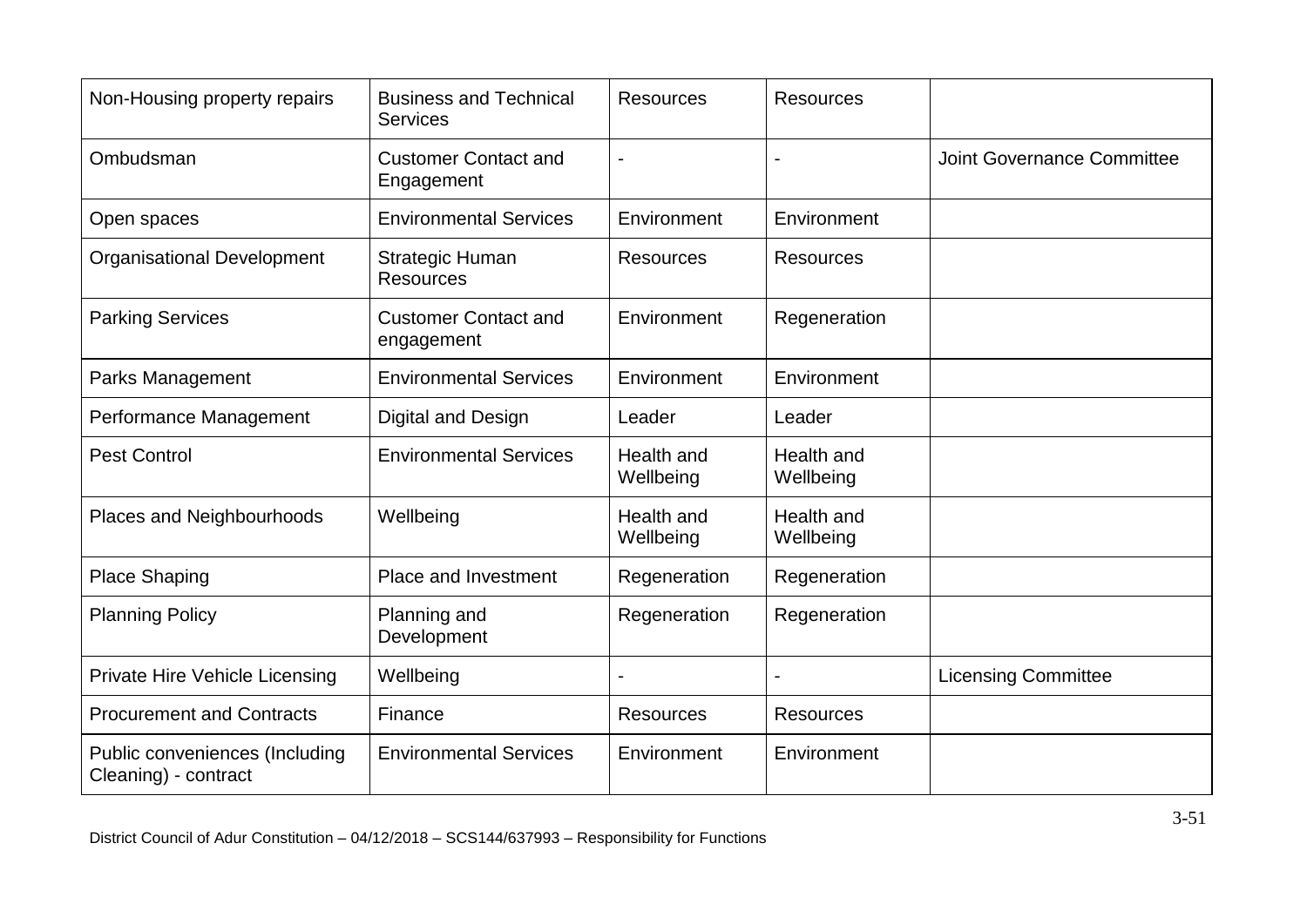| Non-Housing property repairs | Business and Technical Services | Resources | Resources | |
|---|---|---|---|---|
| Ombudsman | Customer Contact and Engagement | - | - | Joint Governance Committee |
| Open spaces | Environmental Services | Environment | Environment | |
| Organisational Development | Strategic Human Resources | Resources | Resources | |
| Parking Services | Customer Contact and engagement | Environment | Regeneration | |
| Parks Management | Environmental Services | Environment | Environment | |
| Performance Management | Digital and Design | Leader | Leader | |
| Pest Control | Environmental Services | Health and Wellbeing | Health and Wellbeing | |
| Places and Neighbourhoods | Wellbeing | Health and Wellbeing | Health and Wellbeing | |
| Place Shaping | Place and Investment | Regeneration | Regeneration | |
| Planning Policy | Planning and Development | Regeneration | Regeneration | |
| Private Hire Vehicle Licensing | Wellbeing | - | - | Licensing Committee |
| Procurement and Contracts | Finance | Resources | Resources | |
| Public conveniences (Including Cleaning) - contract | Environmental Services | Environment | Environment | |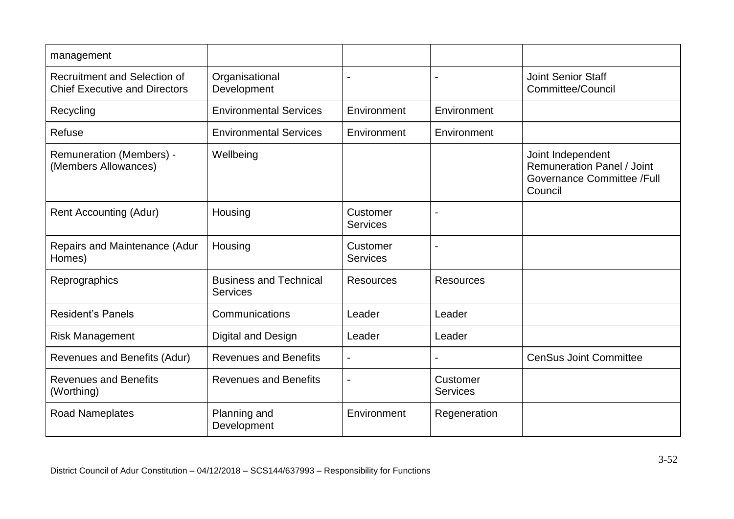| | | | | |
|---|---|---|---|---|
| management | | | | |
| Recruitment and Selection of Chief Executive and Directors | Organisational Development | - | - | Joint Senior Staff Committee/Council |
| Recycling | Environmental Services | Environment | Environment | |
| Refuse | Environmental Services | Environment | Environment | |
| Remuneration (Members) - (Members Allowances) | Wellbeing | | | Joint Independent Remuneration Panel / Joint Governance Committee /Full Council |
| Rent Accounting (Adur) | Housing | Customer Services | - | |
| Repairs and Maintenance (Adur Homes) | Housing | Customer Services | - | |
| Reprographics | Business and Technical Services | Resources | Resources | |
| Resident's Panels | Communications | Leader | Leader | |
| Risk Management | Digital and Design | Leader | Leader | |
| Revenues and Benefits (Adur) | Revenues and Benefits | - | - | CenSus Joint Committee |
| Revenues and Benefits (Worthing) | Revenues and Benefits | - | Customer Services | |
| Road Nameplates | Planning and Development | Environment | Regeneration | |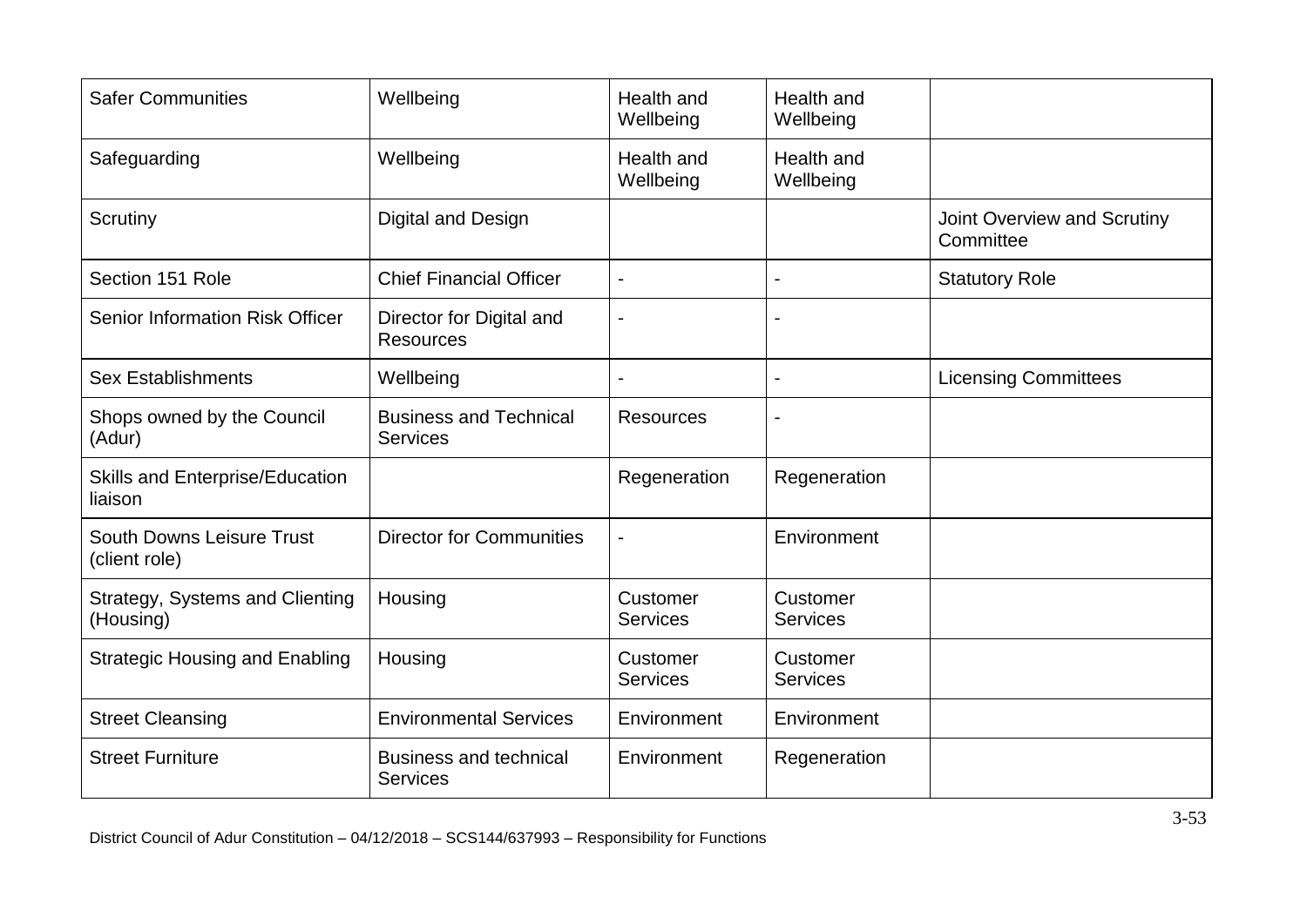| Safer Communities | Wellbeing | Health and Wellbeing | Health and Wellbeing | |
|---|---|---|---|---|
| Safeguarding | Wellbeing | Health and Wellbeing | Health and Wellbeing | |
| Scrutiny | Digital and Design | | | Joint Overview and Scrutiny Committee |
| Section 151 Role | Chief Financial Officer | - | - | Statutory Role |
| Senior Information Risk Officer | Director for Digital and Resources | - | - | |
| Sex Establishments | Wellbeing | - | - | Licensing Committees |
| Shops owned by the Council (Adur) | Business and Technical Services | Resources | - | |
| Skills and Enterprise/Education liaison | | Regeneration | Regeneration | |
| South Downs Leisure Trust (client role) | Director for Communities | - | Environment | |
| Strategy, Systems and Clienting (Housing) | Housing | Customer Services | Customer Services | |
| Strategic Housing and Enabling | Housing | Customer Services | Customer Services | |
| Street Cleansing | Environmental Services | Environment | Environment | |
| Street Furniture | Business and technical Services | Environment | Regeneration | |

District Council of Adur Constitution – 04/12/2018 – SCS144/637993 – Responsibility for Functions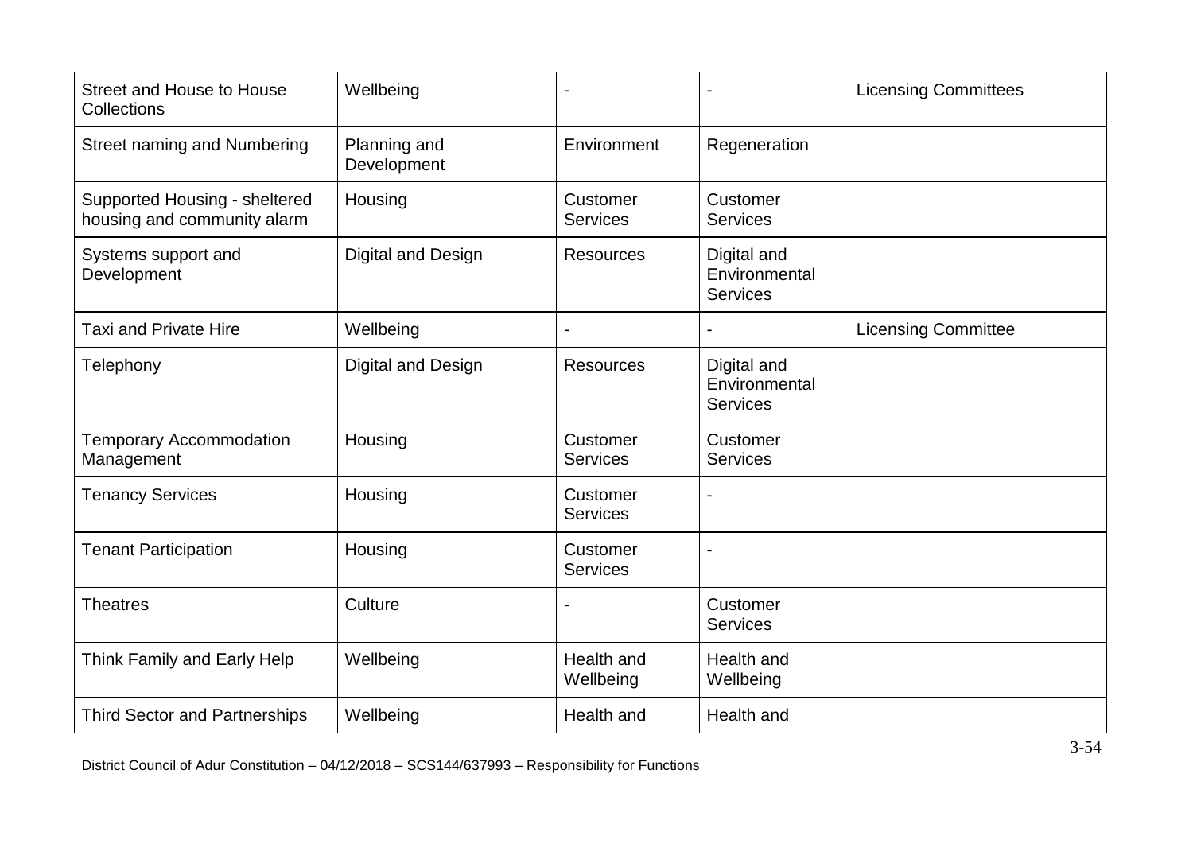| Street and House to House Collections | Wellbeing | - | - | Licensing Committees |
|---|---|---|---|---|
| Street naming and Numbering | Planning and Development | Environment | Regeneration | |
| Supported Housing - sheltered housing and community alarm | Housing | Customer Services | Customer Services | |
| Systems support and Development | Digital and Design | Resources | Digital and Environmental Services | |
| Taxi and Private Hire | Wellbeing | - | - | Licensing Committee |
| Telephony | Digital and Design | Resources | Digital and Environmental Services | |
| Temporary Accommodation Management | Housing | Customer Services | Customer Services | |
| Tenancy Services | Housing | Customer Services | - | |
| Tenant Participation | Housing | Customer Services | - | |
| Theatres | Culture | - | Customer Services | |
| Think Family and Early Help | Wellbeing | Health and Wellbeing | Health and Wellbeing | |
| Third Sector and Partnerships | Wellbeing | Health and | Health and | |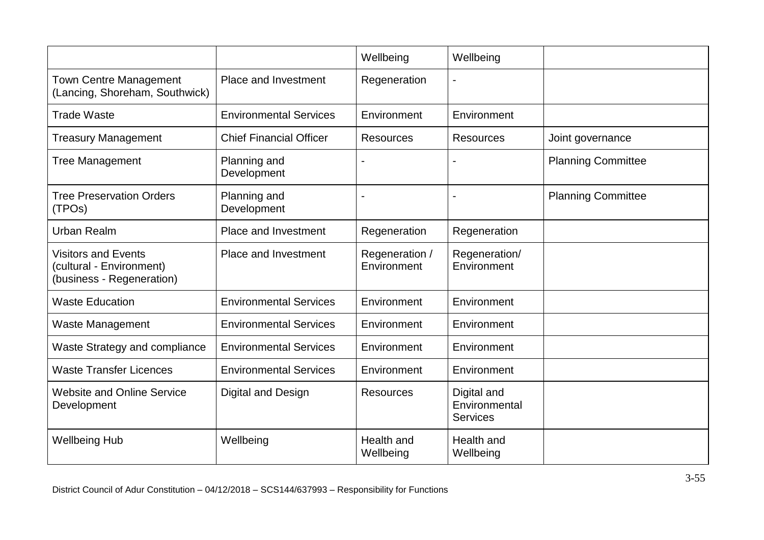| | | | | |
|---|---|---|---|---|
| | | Wellbeing | Wellbeing | |
| Town Centre Management (Lancing, Shoreham, Southwick) | Place and Investment | Regeneration | - | |
| Trade Waste | Environmental Services | Environment | Environment | |
| Treasury Management | Chief Financial Officer | Resources | Resources | Joint governance |
| Tree Management | Planning and Development | - | - | Planning Committee |
| Tree Preservation Orders (TPOs) | Planning and Development | - | - | Planning Committee |
| Urban Realm | Place and Investment | Regeneration | Regeneration | |
| Visitors and Events (cultural - Environment) (business - Regeneration) | Place and Investment | Regeneration / Environment | Regeneration/ Environment | |
| Waste Education | Environmental Services | Environment | Environment | |
| Waste Management | Environmental Services | Environment | Environment | |
| Waste Strategy and compliance | Environmental Services | Environment | Environment | |
| Waste Transfer Licences | Environmental Services | Environment | Environment | |
| Website and Online Service Development | Digital and Design | Resources | Digital and Environmental Services | |
| Wellbeing Hub | Wellbeing | Health and Wellbeing | Health and Wellbeing | |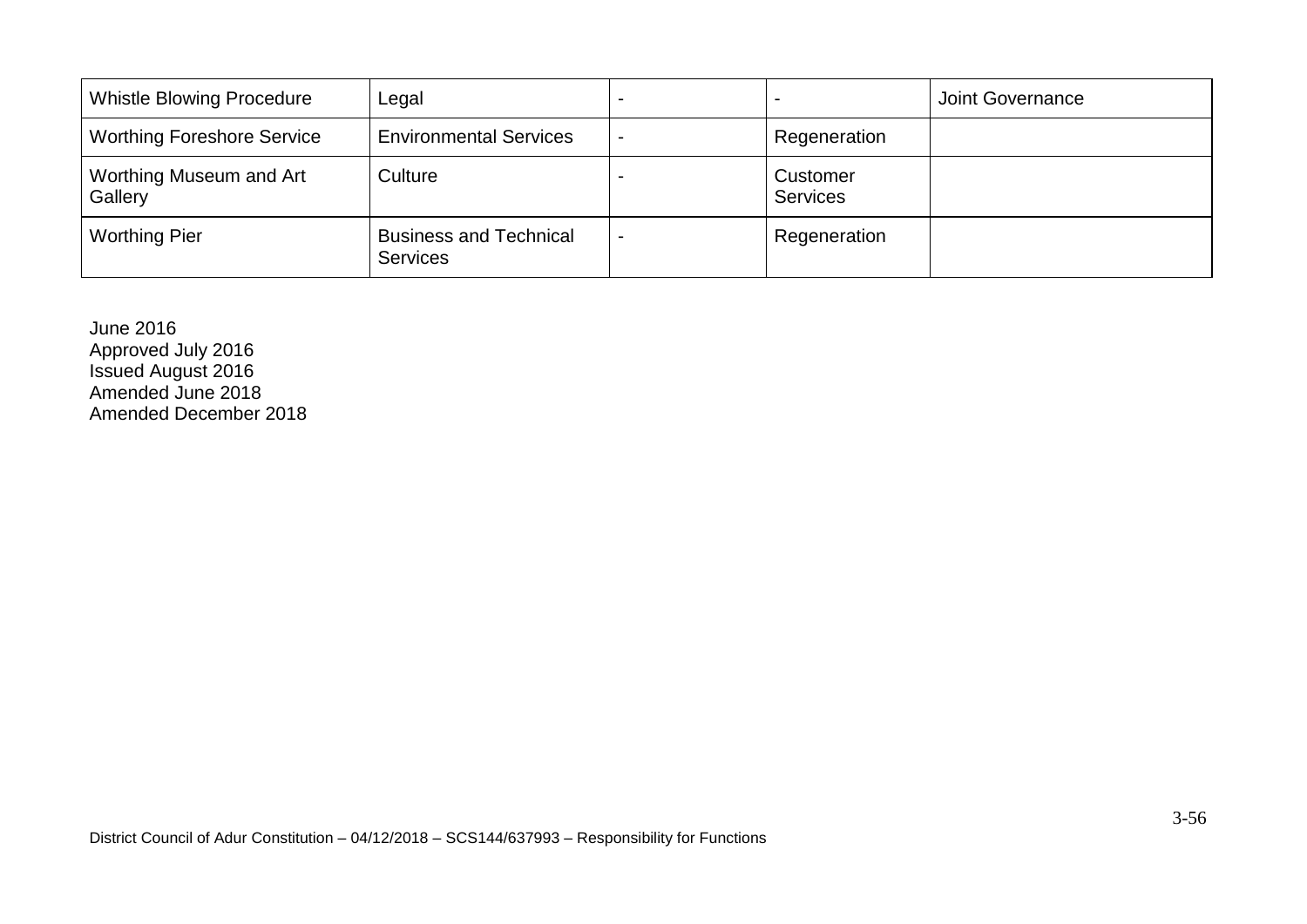| | | | | |
|---|---|---|---|---|
| Whistle Blowing Procedure | Legal | - | - | Joint Governance |
| Worthing Foreshore Service | Environmental Services | - | Regeneration | |
| Worthing Museum and Art Gallery | Culture | - | Customer Services | |
| Worthing Pier | Business and Technical Services | - | Regeneration | |

June 2016
Approved July 2016
Issued August 2016
Amended June 2018
Amended December 2018